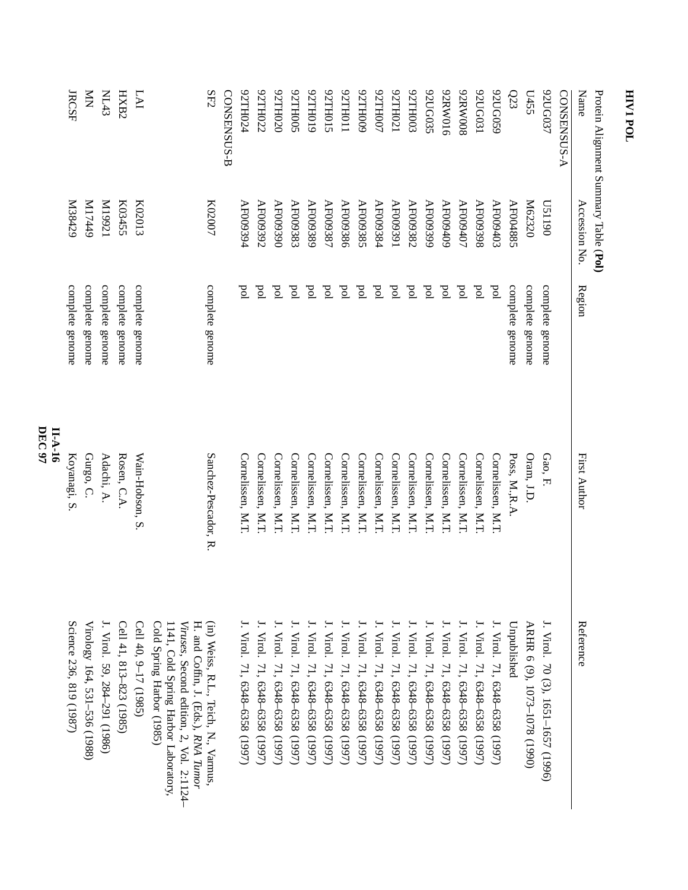# HIV1 POL

Protein Alignment Summary Table **(Pol)**

| Name | Accession No. | Region | First Author | Reference |
|---|---|---|---|---|
| CONSENSUS-A | | | | |
| 92UG037 | U51190 | complete genome | Gao, F. | J. Virol. 70 (3), 1651–1657 (1996) |
| U455 | M62320 | complete genome | Oram, J.D. | ARHR 6 (9), 1073–1078 (1990) |
| Q23 | AF004885 | complete genome | Poss, M.,R.A. | Unpublished |
| 92UG059 | AF009403 | pol | Cornelissen, M.T. | J. Virol. 71, 6348–6358 (1997) |
| 92UG031 | AF009398 | pol | Cornelissen, M.T. | J. Virol. 71, 6348–6358 (1997) |
| 92RW008 | AF009407 | pol | Cornelissen, M.T. | J. Virol. 71, 6348–6358 (1997) |
| 92RW016 | AF009409 | pol | Cornelissen, M.T. | J. Virol. 71, 6348–6358 (1997) |
| 92UG035 | AF009399 | pol | Cornelissen, M.T. | J. Virol. 71, 6348–6358 (1997) |
| 92TH003 | AF009382 | pol | Cornelissen, M.T. | J. Virol. 71, 6348–6358 (1997) |
| 92TH009 | AF009385 | pol | Cornelissen, M.T. | J. Virol. 71, 6348–6358 (1997) |
| 92TH007 | AF009384 | pol | Cornelissen, M.T. | J. Virol. 71, 6348–6358 (1997) |
| 92TH021 | AF009391 | pol | Cornelissen, M.T. | J. Virol. 71, 6348–6358 (1997) |
| 92TH015 | AF009387 | pol | Cornelissen, M.T. | J. Virol. 71, 6348–6358 (1997) |
| 92TH011 | AF009386 | pol | Cornelissen, M.T. | J. Virol. 71, 6348–6358 (1997) |
| 92TH019 | AF009389 | pol | Cornelissen, M.T. | J. Virol. 71, 6348–6358 (1997) |
| 92TH005 | AF009383 | pol | Cornelissen, M.T. | J. Virol. 71, 6348–6358 (1997) |
| 92TH020 | AF009390 | pol | Cornelissen, M.T. | J. Virol. 71, 6348–6358 (1997) |
| 92TH022 | AF009392 | pol | Cornelissen, M.T. | J. Virol. 71, 6348–6358 (1997) |
| 92TH024 | AF009394 | pol | Cornelissen, M.T. | J. Virol. 71, 6348–6358 (1997) |
| CONSENSUS-B | | | | |
| SF2 | K02007 | complete genome | Sanchez-Pescador, R. | (in) Weiss, R.L., Teich, N., Varmus, H. and Coffin, J. (Eds.), *RNA Tumor Viruses*, Second edition, 2, Vol. 2:1124–1141, Cold Spring Harbor Laboratory, Cold Spring Harbor (1985) |
| LAI | K02013 | complete genome | Wain-Hobson, S. | Cell 40, 9–17 (1985) |
| HXB2 | K03455 | complete genome | Rosen, C.A. | Cell 41, 813–823 (1985) |
| NL43 | M19921 | complete genome | Adachi, A. | J. Virol. 59, 284–291 (1986) |
| MN | M17449 | complete genome | Gurgo, C. | Virology 164, 531–536 (1988) |
| JRCSF | M38429 | complete genome | Koyanagi, S. | Science 236, 819 (1987) |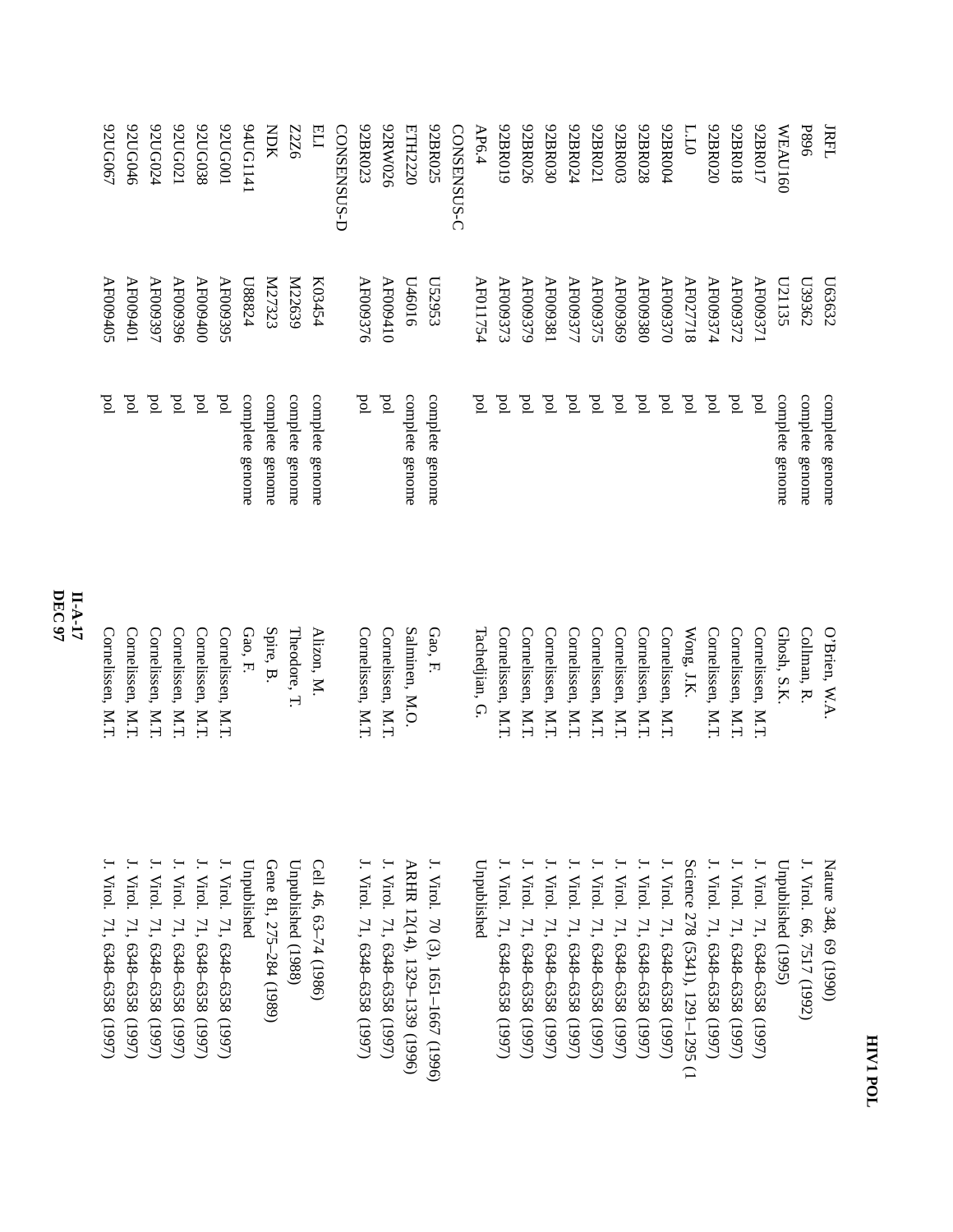| | | | | |
|---|---|---|---|---|
| JRFL | U63632 | complete genome | O'Brien, W.A. | Nature 348, 69 (1990) |
| P896 | U39362 | complete genome | Collman, R. | J. Virol. 66, 7517 (1992) |
| WEAU160 | U21135 | complete genome | Ghosh, S.K. | Unpublished (1995) |
| 92BR017 | AF009371 | pol | Cornelissen, M.T. | J. Virol. 71, 6348–6358 (1997) |
| 92BR018 | AF009372 | pol | Cornelissen, M.T. | J. Virol. 71, 6348–6358 (1997) |
| 92BR020 | AF009374 | pol | Cornelissen, M.T. | J. Virol. 71, 6348–6358 (1997) |
| L.L0 | AF027718 | pol | Wong, J.K. | Science 278 (5341), 1291–1295 (1 |
| 92BR004 | AF009370 | pol | Cornelissen, M.T. | J. Virol. 71, 6348–6358 (1997) |
| 92BR028 | AF009380 | pol | Cornelissen, M.T. | J. Virol. 71, 6348–6358 (1997) |
| 92BR003 | AF009369 | pol | Cornelissen, M.T. | J. Virol. 71, 6348–6358 (1997) |
| 92BR021 | AF009375 | pol | Cornelissen, M.T. | J. Virol. 71, 6348–6358 (1997) |
| 92BR024 | AF009377 | pol | Cornelissen, M.T. | J. Virol. 71, 6348–6358 (1997) |
| 92BR030 | AF009381 | pol | Cornelissen, M.T. | J. Virol. 71, 6348–6358 (1997) |
| 92BR026 | AF009379 | pol | Cornelissen, M.T. | J. Virol. 71, 6348–6358 (1997) |
| 92BR019 | AF009373 | pol | Cornelissen, M.T. | J. Virol. 71, 6348–6358 (1997) |
| AP6.4 | AF011754 | pol | Tachedjian, G. | Unpublished |
| CONSENSUS-C | | | | |
| 92BR025 | U52953 | complete genome | Gao, F. | J. Virol. 70 (3), 1651–1667 (1996) |
| ETH2220 | U46016 | complete genome | Salminen, M.O. | ARHR 12(14), 1329–1339 (1996) |
| 92RW026 | AF009410 | pol | Cornelissen, M.T. | J. Virol. 71, 6348–6358 (1997) |
| 92BR023 | AF009376 | pol | Cornelissen, M.T. | J. Virol. 71, 6348–6358 (1997) |
| CONSENSUS-D | | | | |
| ELI | K03454 | complete genome | Alizon, M. | Cell 46, 63–74 (1986) |
| Z2Z6 | M22639 | complete genome | Theodore, T. | Unpublished (1988) |
| NDK | M27323 | complete genome | Spire, B. | Gene 81, 275–284 (1989) |
| 94UG1141 | U88824 | complete genome | Gao, F. | Unpublished |
| 92UG001 | AF009395 | pol | Cornelissen, M.T. | J. Virol. 71, 6348–6358 (1997) |
| 92UG038 | AF009400 | pol | Cornelissen, M.T. | J. Virol. 71, 6348–6358 (1997) |
| 92UG021 | AF009396 | pol | Cornelissen, M.T. | J. Virol. 71, 6348–6358 (1997) |
| 92UG024 | AF009397 | pol | Cornelissen, M.T. | J. Virol. 71, 6348–6358 (1997) |
| 92UG046 | AF009401 | pol | Cornelissen, M.T. | J. Virol. 71, 6348–6358 (1997) |
| 92UG067 | AF009405 | pol | Cornelissen, M.T. | J. Virol. 71, 6348–6358 (1997) |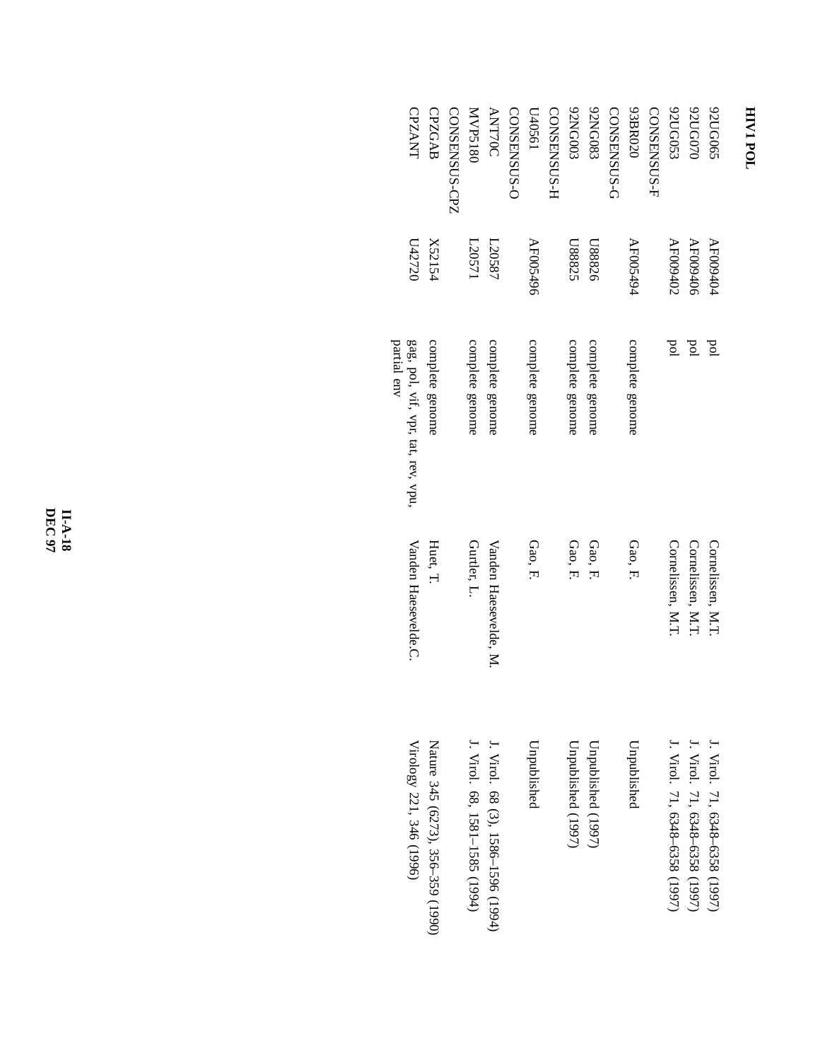**HIV1 POL**

| | | | | |
|---|---|---|---|---|
| 92UG065 | AF009404 | pol | Cornelissen, M.T. | J. Virol. 71, 6348–6358 (1997) |
| 92UG070 | AF009406 | pol | Cornelissen, M.T. | J. Virol. 71, 6348–6358 (1997) |
| 92UG053 | AF009402 | pol | Cornelissen, M.T. | J. Virol. 71, 6348–6358 (1997) |
| CONSENSUS-F | | | | |
| 93BR020 | AF005494 | complete genome | Gao, F. | Unpublished |
| CONSENSUS-G | | | | |
| 92NG083 | U88826 | complete genome | Gao, F. | Unpublished (1997) |
| 92NG003 | U88825 | complete genome | Gao, F. | Unpublished (1997) |
| CONSENSUS-H | | | | |
| U40561 | AF005496 | complete genome | Gao, F. | Unpublished |
| CONSENSUS-O | | | | |
| ANT70C | L20587 | complete genome | Vanden Haesevelde, M. | J. Virol. 68 (3), 1586–1596 (1994) |
| MVP5180 | L20571 | complete genome | Gurtler, L. | J. Virol. 68, 1581–1585 (1994) |
| CONSENSUS-CPZ | | | | |
| CPZGAB | X52154 | complete genome | Huet, T. | Nature 345 (6273), 356–359 (1990) |
| CPZANT | U42720 | gag, pol, vif, vpr, tat, rev, vpu, partial env | Vanden Haesevelde.C. | Virology 221, 346 (1996) |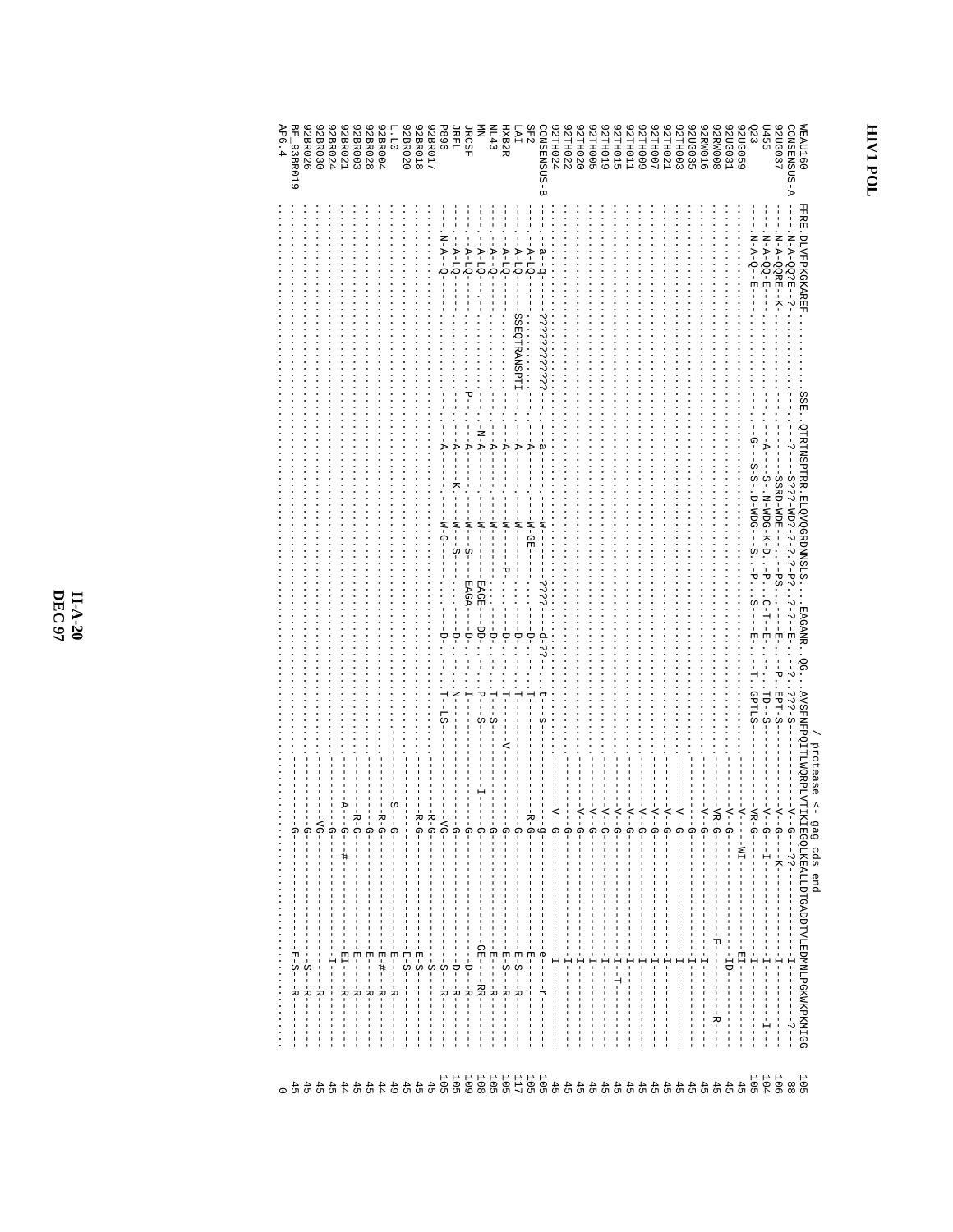# HIV1 POL

```
                                                                                                  / protease <- gag cds end
WEAU160      FFRE.DLVFPKGKAREF........SSE..QTRTNSPTRR.ELQVQGRDNNSLS...EAGANR..QG..AVSFNFPQITLWQRPLVTIKIEGQLKEALLDTGADDTVLEDMNLPGKWKPKMIGG  105
CONSENSUS-A  ----.N-A-QQ?E--?-.........---..--?--S???-WD?-?-?-?-P?..?-?-E-..-?..???-S--------------V--G---??-------------------I---------?--   88
92UG037      ----.N-A-QQRE--K-.........---..------SSRD-WDE-----...PS..---E-..-P..EPT-S--------------V--G---K------------------I------------  106
U455         ----.N-A-QQ-E-............---..-A---S--N-WDG-K-D..-P..C-T-E-..--..TD--S--------------V--G---I------------------I---------I-  104
Q23          ----.N-A-Q--E-............---..-G--S-S--D-WDG--S..-P..-S--E-..-T..GPTLS--------------VR-G-------------------I------------  105
92UG059      ..........................................................................................--------V----WI-----------------EI---------   45
92UG031      ..........................................................................................-----------V-G-------------------ID---------   45
92RW008      ..........................................................................................-----------VR-G-----------------F---------R---   45
92RW016      ..........................................................................................-----------V-G-------------------I------------   45
92UG035      ..........................................................................................-----------V-G-------------------I------------   45
92TH021      ..........................................................................................-----------V-G-------------------I------------   45
92TH003      ..........................................................................................-----------V-G-------------------I------------   45
92TH007      ..........................................................................................-----------V-G-------------------I------------   45
92TH009      ..........................................................................................-----------V-G-------------------I------------   45
92TH011      ..........................................................................................-----------V-G-------------------I------------   45
92TH015      ..........................................................................................-----------V-G-------------------I--T---------   45
92TH019      ..........................................................................................-----------V-G-------------------I------------   45
92TH005      ..........................................................................................-----------V-G-------------------I------------   45
92TH020      ..........................................................................................-----------V-G-------------------I------------   45
92TH022      ..........................................................................................--------------G-------------------I------------   45
92TH024      ..........................................................................................-----------V-G-------------------I------------   45
CONSENSUS-B  ----.-a--q-----????????????....---..-a-------w--------????-----d-??-..t--s--------------g-------------------e----r-------  105
SF2          ----.-A-LQ-------...........---..-A-------W-GE--------------D--..T---------------R-G-------------------E----------------  105
LAI          ----.-A-LQ-------SSEQTRANSPTI---..-A-------W------------------D--..T----------------G-------------------E-S--R---------  117
HXB2R        ----.-A-LQ-------...........---..-A-------W-------P-----------D--..T------V---------G-------------------E-S--R---------  105
NL43         ----.-A--Q-------...........---..-A-------W-------------------D--..T---S------------G-------------------E----R---------  105
MN           ----.-A-LQ-------...........---..-N-A-----W-----------EAGE----DD-..P---S-------I----G------------------GE----RR--------  108
JRCSF        ----.-A-LQ-------...........P--..-A-------W---S-------EAGA----D--..I---------------G-------------------D---R---------  109
JRFL         ----.-A-LQ-------...........---..-A---K---W---S----------------D-..N-------------------G-------------------D---R---------  105
P896         ----.N-A--Q------...........---..-A--------W-G-------------------D-..T-LS-------------VG-------------------S---R---------  105
92BR017      ..........................................................................................-------------R-G-------------------S-------------   45
92BR018      ..........................................................................................-------------R-G-------------------E-S-----------   45
92BR020      ..........................................................................................------------------------------------E-S-----------   45
L.L0         ..........................................................................................------------S--G-------------------E----R--------   49
92BR004      ..........................................................................................-------------R-G-------------------E-#--R--------   44
92BR028      ..........................................................................................---------------G-------------------E----R--------   45
92BR003      ..........................................................................................-------------R-G-------------------E----R--------   45
92BR021      ..........................................................................................-----------A---G--#---------------EI---R--------   44
92BR024      ..........................................................................................---------------G-------------------I------------   45
92BR030      ..........................................................................................-------------VG-------------------------R--------   45
92BR026      ..........................................................................................---------------G--------------------S--R--------   45
BF_93BR019   ..........................................................................................--------------G-------------------E-S--R--------   45
AP6.4        ..........................................................................................................................................    0
```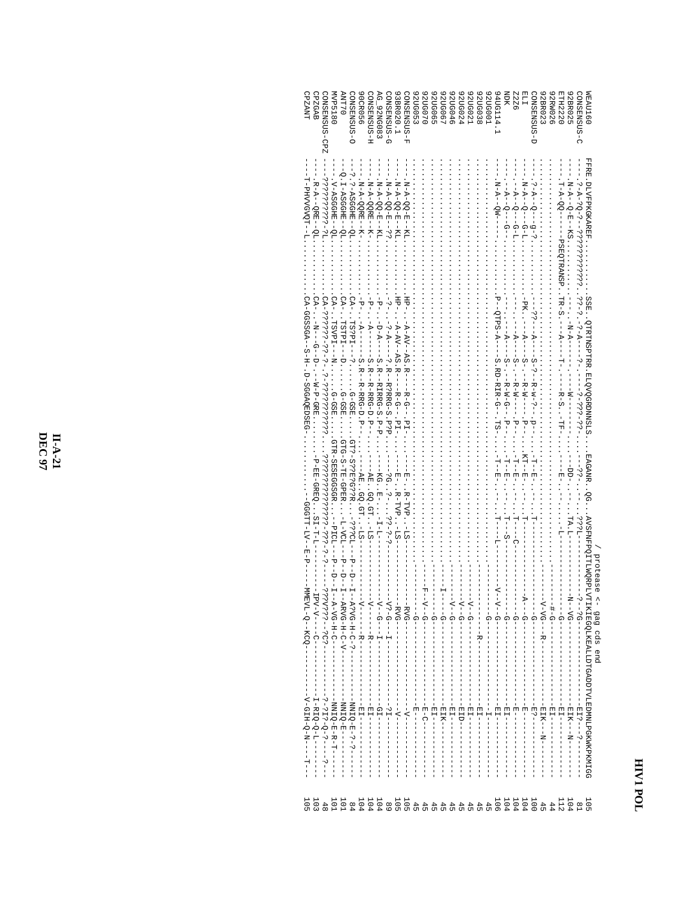# HIV1 POL

```
                                                                                    / protease <- gag cds end
WEAU160        FFRE.DLVFPKGKAREF..........SSE.QTRTNSPTRR.ELQVQGRDNNSLS...EAGANR..QG..AVSFNFPQITLWQRPLVTIKIEGQLKEALLDTGADDTVLEDMNLPGKWKPKMIGG  105
CONSENSUS-C    ---.?-A-?Q-?-???????????..??-?.-?-A---?.---?-???-??-...---??.....???L-----------?-?G---------------EI?---?-------   81
92BR025        ---.-N-A--Q-E--KS..........---.----N-A----..---W-----......--DD-.....TA-L-----------N--VG--------------EIK---N-------  104
ETH2220        ---.-T-A-QQ------PSEQTRANSP.TR-S.---A----T-.....-R-S..TF-......---E-.....---L-----------------G--------------EI----------  112
92RW026        ..................................................................................---------#-G--------------EI----------   44
92BR023        ..................................................................................-----------G--------------EI----------   45
CONSENSUS-D    ---.-?-A--Q---g-?..........---.--??--A----S-?--R-w-?--.p--......-T-E-.....-T---------V-VG---R-----------EIK---N-------  100
ELI            ---.-N-A--Q---G-L..........-PK.---A----S-----R-W----P-......KT-E-.....-T--------------A---G--------------E?----------  104
Z2Z6           ---.---A--Q---G-L..........---.---A----S-----R-W----P-......-T-E-.....-T---------------G--------------E-----------  104
NDK            ---.---A--Q---G-...........---.---A----S-----R-W-G--P-......-T-E-.....-T--C------------G--------------E-----------  104
94UG114.1      ---.-N-A--QW---...........-P--QTPS-A----S.RD-RIR-G--TS-.....-T-E-.....-T--S-----------G--------------EI----------  106
92UG001        ..................................................................................-T---L-------V--V--G--------------EI----------   45
92UG038        ..................................................................................-----------G---------------I----------   45
92UG021        ..................................................................................-----------G----------R---EI----------   45
92UG024        ..................................................................................--------V--G--------------EI----------   45
92UG046        ..................................................................................--------V--G--------------EID---------   45
92UG067        ..................................................................................--------V--G--------------EI----------   45
92UG065        ..................................................................................------I----G--------------EIK---------   45
92UG070        ..................................................................................-----------G--------------EI----------   45
92UG053        ..................................................................................------F--V--G--------------E-C---------   45
CONSENSUS-F    ---.-N-A-QQ-E--KL..........HP-.---A-AV-AS.R---R-G--.PI-......--E-..R-TVP..LS----------G--------------E-----------  105
93BR020.1      ---.-N-A-QQ-E--KL..........HP-.---A-AV-AS.R---R-G--.PI-......--E-..R-TVP..LS---------RVG--------------V-----------  105
CONSENSUS-G    ---.-N-A-QQ-E--KL..........HP-.---A-AV-AS.R---R-G--.PI-......--E-..R-TVP..LS---------RVG--------------V-----------  105
AG_92NG083     ---.-N-A-QQ-E-??...........-?-.---?-A---?.R-R?RRG-S.P?P......--?G..?-....??-?-?-------V?-G---I----------?I----------   89
CONSENSUS-H    ---.-N-A-QQ-E--KL..........-P-.---D-A----S.R--RIRRG-S.P-P......--KG..E-....-I-L---------V--G---I----------GI----------  104
90CR056        ---.-N-A-QQRE--K...........-P-.---A----S.R--R-RRG-D.P-......--AE..GQ.GT..LS---------V---------R----------EI----------  104
CONSENSUS-O    ---.-N-A-QQRE--K...........-P-.---A----S.R--R-RRG-D.P-......--AE..GQ.GT..LS---------V---------R----------EI----------  104
ANT70          ---.?-ASGGHE-QL............CA-.TS?PI-?.....G-GSE...GT?-S?E?G??R...??CL---P-D--I--A?VG-H-C-?------NNIQ-E--?-?----   84
MVP5180        --Q.I-ASGGHE-QL............CA-.TSTPI--D.....G-GSE...GTG-S-TE-GPER....L-VCL---P-D--I--ARVG-H-C-V------NNIQ-E---------  101
CONSENSUS-CPZ  ---.-V-ASGGHE-QL...........CA-.TSVPI--N.....G-GSE...GTR-SESEGGSGR....-PICL---P-D--I--A-VG-H-C-------NNIQ-E-R-T----  101
CPZGAB         ---.????????-?L............CA-??????-??-?.-?-????????????......???????????????-???-?-?----???V???--?C?------?-?I?-Q-?----?-   48
CPZANT         ---.-R-A--QRE-QL...........CA....N---G--D-..-W-P-GRE.......-P-EE-GREQ...SI-T-L--------IPV-V-----C----------I-RIQ-Q-L----  103
               ---.-T-PHVGVQT--L..........CA-GGSSGA--S-H--D-SGGAQEDSEG........-GGGTT-LV--E-P----MMEVL-Q--KCQ---------V-GIH-Q-N----T--  105
```

II-A-21
DEC 97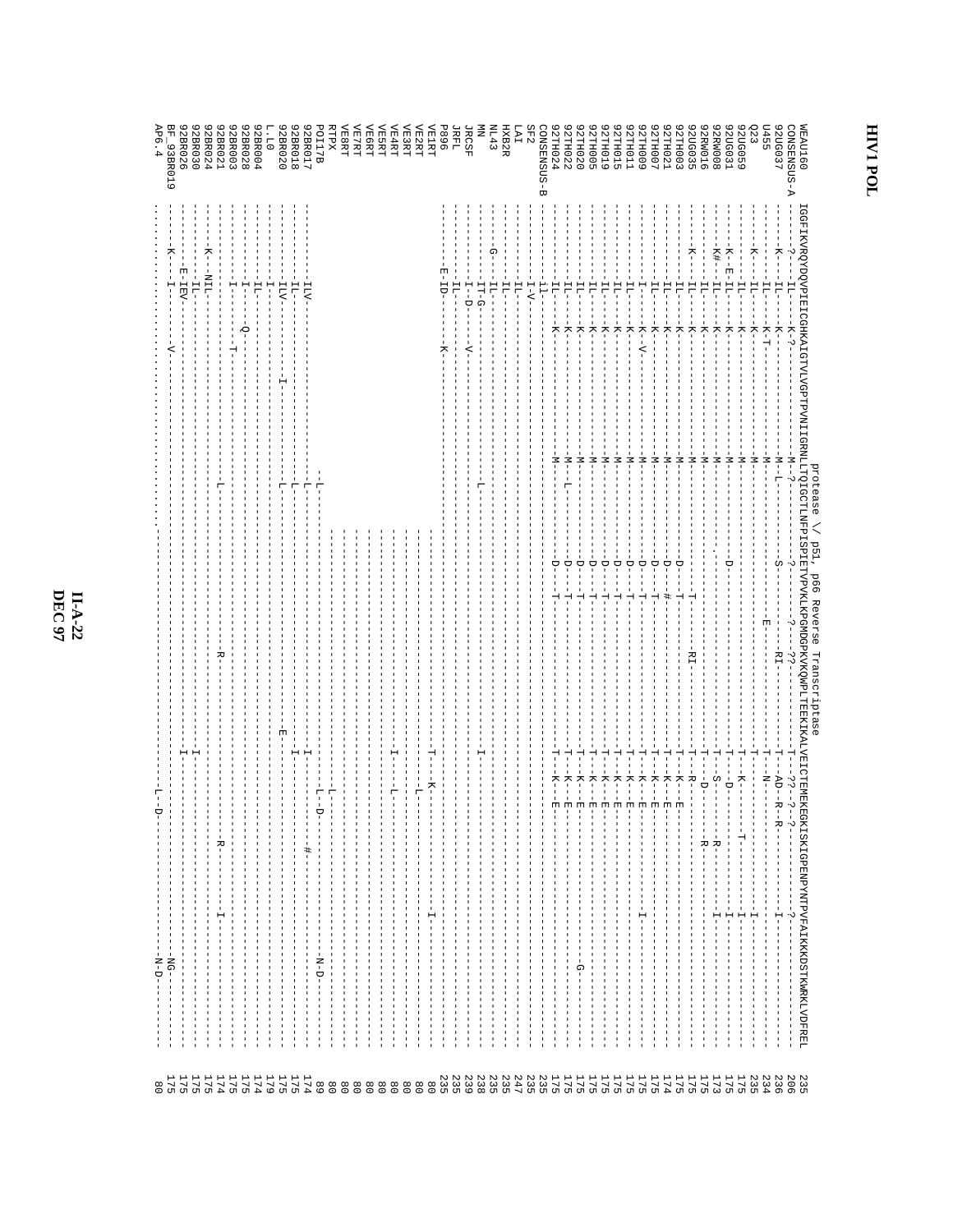```
                                                  protease \/ p51, p66 Reverse Transcriptase
WEAU160      IGGFIKVRQYDQVPIEICGHKAIGTVLVGPTPVNIIGRNLLTQIGCTLNFPISPIETVPVKLKPGMDGPKVKQWPLTEEKIKALVEICTEMEKEGKISKIGPENPYNTPVFAIKKKDSTKWRKLVDFREL 235
CONSENSUS-A  ----?--IL---K-?-----------------------M--?--------------?------??-----??-------------T---??--?-?-------------------?--------------- 206
92UG037      -----K---IL---K-------------------------M--L--------------S-------RI-------------------T---AD-R--R----------------I--------------- 236
U455         ----------IL---K-T----------------------M-----------------------E--------------------T---N------------------------------------- 234
Q23          -----K----IL---K------------------------M--------------------------------------------T----------------------------I--------------- 235
92UG059      ----------IL---K------------------------M--------------------------------------------T---K-------T--------------I--------------- 175
92UG031      -----K-E--IL---K------------------------M-----------------D--------------------------T---D----------------------I--------------- 175
92RW008      -----K#---IL---K------------------------M--------------------------------------------T---S--------R--------------I--------------- 173
92RW016      ----------IL---K------------------------M--------------------------------------------T---D---------R-------------------------------- 175
92UG035      -----K----IL---K------------------------M------------------T-------RI----------------T---R------------------------------------------ 175
92TH003      ----------IL---K------------------------M---------------D----T-----------------------T---K---E------------------------------------- 175
92TH021      ----------IL---K------------------------M---------------D----#-----------------------T---K---E------------------------------------- 174
92TH007      ----------IL---K------------------------M---------------D----T-----------------------T---K---E------------------------------------- 175
92TH009      ----------IL---K-V----------------------M---------------D----T-----------------------T---K---E-----------------I------------------- 175
92TH011      ----------IL---K------------------------M---------------D----T-----------------------T---K---E------------------------------------- 175
92TH015      ----------IL---K------------------------M---------------D----T-----------------------T---K---E------------------------------------- 175
92TH019      ----------IL---K------------------------M---------------D----T-----------------------T---K---E------------------------------------- 175
92TH005      ----------IL---K------------------------M---------------D----T-----------------------T---K---E------------------------------------- 175
92TH020      ----------IL---K------------------------M---------------D----T-----------------------T---K---E----------------------G-------------- 175
92TH022      ----------IL---K------------------------M--L------------D----T-----------------------T---K---E------------------------------------- 175
92TH024      ----------IL---K------------------------M---------------D----T-----------------------T---K---E------------------------------------- 175
CONSENSUS-B  ----------il---------------------------------------------------------------------------------------------------------------------- 235
SF2          ----------I-V------------------------------------------------------------------------------------------------------------------- 235
LAI          ----------IL-------------------------------------------------------------------------------------------------------------------- 247
HXB2R        ----------IL-------------------------------------------------------------------------------------------------------------------- 235
NL43         -----G----IL-------------------------------------------------------------------------------------------------------------------- 235
MN           ----------IT-G------------------------------L-----------------------------------------I------------------------------------------ 238
JRCSF        ----------I--D------V----------------------------------------------------------------------------------------------------------- 239
JRFL         ----------IL-------------------------------------------------------------------------------------------------------------------- 235
P896         --------E-ID-------K------------------------------------------------------------------------------------------------------------- 235
VE1RT                                                  ------------------------------T--K-----------------------I-------------------- 80
VE2RT                                                  ----------------------------------L------------------------------------------ 80
VE3RT                                                  ----------------------------------------------------------------------------- 80
VE4RT                                                  ---------------------------I---L--------------------------------------------- 80
VE5RT                                                  ----------------------------------------------------------------------------- 80
VE6RT                                                  ----------------------------------------------------------------------------- 80
VE7RT                                                  ----------------------------------------------------------------------------- 80
VE8RT                                                  ----------------------------------------------------------------------------- 80
RTPX                                                   -------------------------------L--------------------------------------------- 80
POI17B                                    -L-------------------------------------------------------------------------------------------- 89
92BR017      ----------ILV---------------------------L--------------------------------------------I--L-D---------------------------N-D-------- 174
92BR018      ----------IL----------------------------L--------------------------------------------I-------------#------------------------------ 175
92BR020      ----------ILV-------------I-------------L------------------------------E----------------------------------------------------------- 175
L.L0         ----------I------------------------------------------------------------------------------------------------------------------------ 179
92BR004      ----------IL----------------------------------------------------------------------------------------------------------------------- 174
92BR028      ----------I----Q------------------------------------------------------------------------------------------------------------------- 175
92BR003      ----------I--------T--------------------------------------------------------------------------------------------------------------- 175
92BR021      ----------I-----------------------------L----------------------R------------------------------------R-----------I----------------- 175
92BR024      -----K---NIL----------------------------------------------------------------------------------------------------------------------- 174
92BR030      ----------IL-------------------------------------------------------------------------I-------------------------------------------- 175
92BR026      --------E-IEV------------------------------------------------------------------------I-------------------------------------------- 175
BF_93BR019   -----K----I-------V-------------------------------------------------------------------------------------------------NG------------ 175
AP6.4        ..................................................----------------------------------------L--D-----------------------N-D--------- 80
```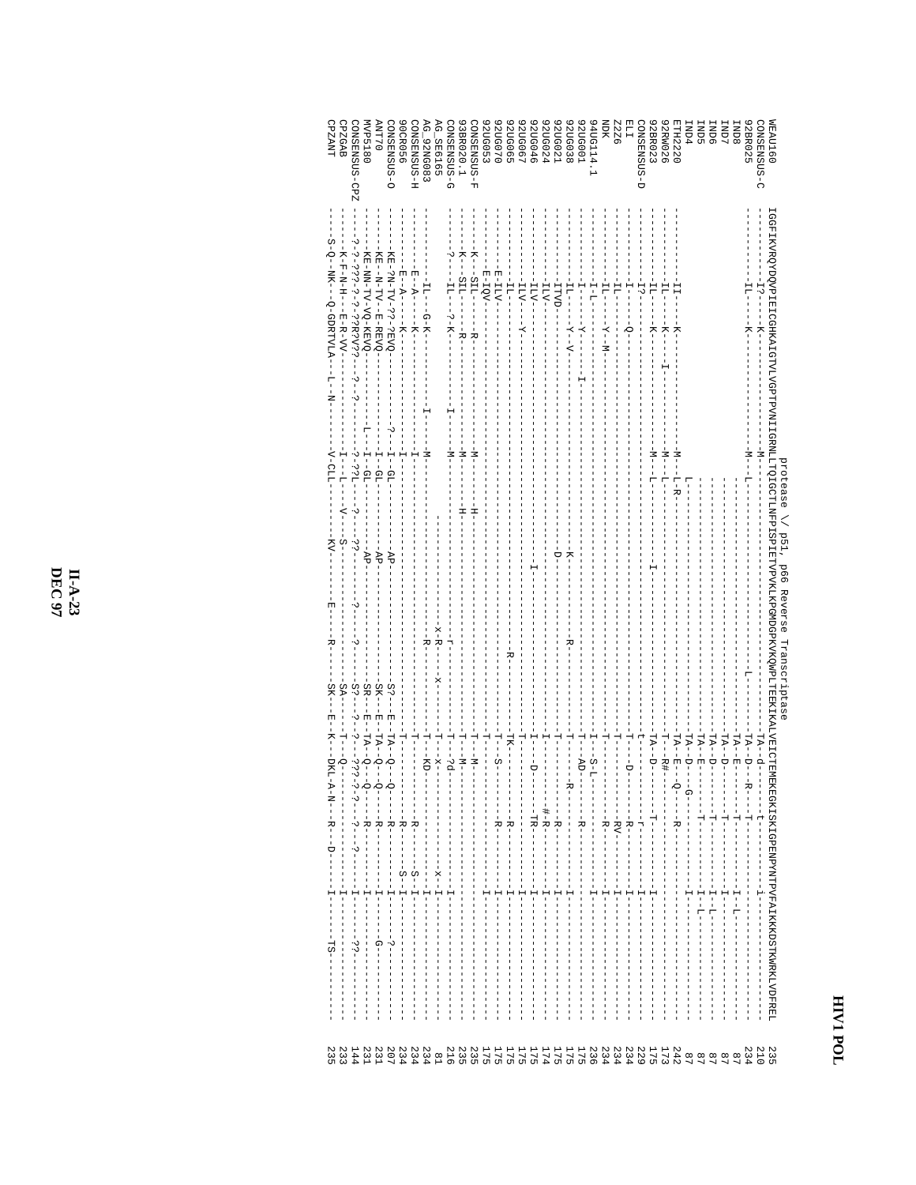protease \/ p51, p66 Reverse Transcriptase

```
WEAU160        IGGFIKVRQYDQVPIEICGHKAIGTVLVGPTPVNIIGRNLLTQIGCTLNFPISPIETVPVKLKPGMDGPKVKQWPLTEEKIKALVEICTEMEKEGKISKIGPENPYNTPVFAIKKKDSTKWRKLVDFREL 235
CONSENSUS-C    ---------I?---K---------------------------M-----------------------------------------TA-d------t---------------I------------------ 210
92BR025        ---------IL---K---------------------------M--L----------------------L----------------TA--D---R---T------------------------------------ 234
IND8           ---------------------------------------------------------------------------------------TA--E------T--------I--L--------------------- 87
IND7           ---------------------------------------------------------------------------------------TA--D------T--------I------------------------- 87
IND6           ---------------------------------------------------------------------------------------TA--D------T--------I--L--------------------- 87
IND5           ---------------------------------------------------------------------------------------TA--E------T--------I-L---------------------- 87
IND4           -------------------------------------------L-------------------------------------------TA--D---G-----------I------------------------- 87
ETH2220        ---------II----K--------------------------M--L-R-------------------------------------TA--E---Q---R-------I-------------------------- 242
92RW026        ---------IL---K----I----------------------M--L---------------------------------------T--R#--------------I-------------------------- 173
92BR023        ---------IL---K---------------------------M--L------------I--------------------------TA--D--------T------I-------------------------- 175
CONSENSUS-D    ---------I?---------------------------------------------------------------------------t--------r---------I-------------------------- 229
ELI            ---------I----------------------------------------------------------------------------T------D------R------I-------------------------- 234
Z2Z6           ---------IL----Q----------------------------------------------------------------------T---------RV-------I-------------------------- 234
NDK            ---------IL---Y--M--------------------------------------------------------------------T--------R---------I-------------------------- 234
94UG114.1      ---------I-L--------------------------------------------------------------------------I--S-L----------------I-------------------------- 236
92UG001        ---------I-----Y-----I----------------------------------------------------------------T--AD------R--------I-------------------------- 175
92UG038        ---------IL---Y--V-----------------------------K-------------R------------------------T-----R------------I-------------------------- 175
92UG021        ---------ITVD-----------------------------------D-------------------------------------T--------R---------I-------------------------- 175
92UG024        ---------ILV--------------------------------------------------------------------------I------#-R--------I-------------------------- 174
92UG046        ---------ILV--------------------------------------I-----------------------------------I---D----TR-------I-------------------------- 175
92UG067        ---------ILV---Y----------------------------------------------------------------------T-------------------I-------------------------- 175
92UG065        ---------IL----------------------------------------------------R----------------------TK-------R--------I-------------------------- 175
92UG070        ---------E-ILV------------------------------------------------------------------------T----S------R-----I-------------------------- 175
92UG053        ---------E-IQV------------------------------------------------------------------------T--------------------I-------------------------- 175
CONSENSUS-F    ---------K---SIL----R---------------------M-----H-------------------------------------T---M--------------I-------------------------- 235
93BR020.1      ---------K---SIL----R---------------------M-----H-------------------------------------T-------------------I-------------------------- 235
CONSENSUS-G    ------?--IL---?-K------I------------------M------------------r------------------------T--?d--------------I-------------------------- 216
AG_SE6165      ------------------------------------------------------------------x-R-----x-----------T--x-------------x-I-------------------------- 81
AG_92NG083     ---------IL----G-K-----I------------------M--------------------R----------------------T---KD-------------I-------------------------- 234
CONSENSUS-H    -----------E-A----K-----------------------I-------------------------------------------T----------------R-----I------------------------ 234
90CR056        -----------E-A----K-----------------------I------------------------------------------------------------R---S-I------------------------ 234
CONSENSUS-O    ---------KE-?N-TV-??-?EVQ--------?--------I--GL---AP-----------------S?--E--TA--Q--Q----R----------I---?---------------------------- 207
ANT70          ---------KE--N-TV--E-REVQ-----------------I--GL---AP-----------------SK--E--TA--Q--Q----R----------I----G---------------------------- 231
MVP5180        ---------KE-NN-TV-VQ-KEVQ--------L--------I--GL---AP-----------------SR--E--TA--Q--Q----R----------I-------------------------------- 231
CONSENSUS-CPZ  ---------?-?-???-?-?-??R?V??--?--?--------?-??L---?--??--?-----?------S?--?-?--???-?-?--?---------I----??-------------------------- 144
CPZGAB         ---------K-F-N-H---E-R-VV-----------------I---L----V---S-------------SA---T---Q----------------------I-------------------------------- 233
CPZANT         --------S-Q--NK---Q-GDRTVLA---L--N--------V-CLL------KV-----E----R----SK---E--K--DKL-A-N---R---D-----I-----TS-------------------------- 235
```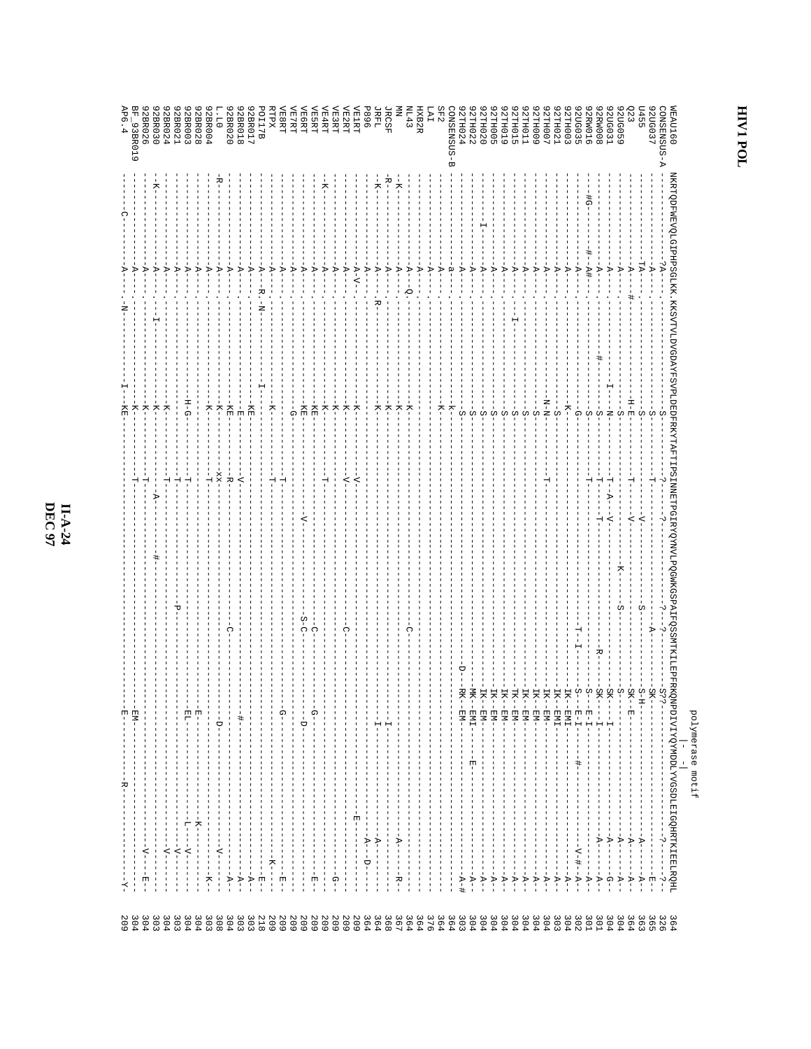# HIV1 POL

```
                                                                                                              polymerase motif
                                                                                                               |-  -|
WEAU160     NKRTQDFWEVQLGIPHPSGLKK.KKSVTVLDVGDAYFSVPLDEDFRKYTAFTIPSINNETPGIRYQYNVLPQGWKGSPAIFQSSMTKILEPFRKQNPDIVIYQYMDDLYVGSDLEIGQHRTKIEELRQHL 364
CONSENSUS-A ----------------?A----.-----------------------S-----------?-----?------------------?-?---------S??-----------------------------?--------- 326
92UG037     -----------------A----.-----------------------S-----------T--------------------------A---------SK-------------------------------E---- 365
U455        ----------------TA----.-----------------------S-----------T---V-------------------S----------S-H-----------------------------A--------- 363
Q23         -----------------A--#-.----------------------H-E----------T---V-------------------------------SK-E----------------------------A---A----- 364
92UG059     -----------------A----.-----------------------S-------------------------K---------S----------S---------------------------------A---A----- 304
92UG031     -----------------A----.-----------------I-N---------------T-A-V------------------------------SK--I------------------------------A---G----- 304
92RW008     -----------------A----.--------------#--------S-----------T---T-------------------------R----SK---I-----------------------------A---A----- 301
92RW016     --#G-------------#-A#-.-----------------------S-----------T-----------------------------------S--E-I-----------------------------A---A----- 301
92UG035     -----------------A----.-----------------------G-----------T-------------------------T--I------S--E-I-------#-------------V-#-A-A----- 302
92TH003     -----------------A----.----------------------K---------------------------------------------------IK-EMI-------------------------------A----- 304
92TH021     -----------------A----.-----------------------S--------------------------------------------------IK-EMI-------------------------------A----- 303
92TH007     -----------------A----.-----------------------N-N---------T---------------------------------------IK-EM--------------------------------A----- 304
92TH009     -----------------A----.-----------------------S--------------------------------------------------IK-EM--------------------------------A----- 304
92TH011     -----------------A----.-----------------------S--------------------------------------------------IK-EM--------------------------------A----- 304
92TH015     -----------------A----.--I--------------------S--------------------------------------------------TK-EM--------------------------------A----- 304
92TH019     -----------------A----.-----------------------S--------------------------------------------------IK-EM--------------------------------A----- 304
92TH005     -----------------A----.-----------------------S--------------------------------------------------IK-EM--------------------------------A----- 304
92TH020     -----------------A----.-----------------------S--------------------------------------------------IK-EM--------------------------------A----- 304
92TH022     -----------I-----A----.-----------------------S--------------------------------------------------MK-EMI-E-----------------------------A----- 304
92TH024     -----------------A----.-----------------------S------------------------------------------D---RK-EM--------------------------------A-#--- 303
CONSENSUS-B -----------------a----.----------------------k------------------------------------------------------------------------------------- 364
SF2         -----------------A----.----------------------K------------------------------------------------------------------------------------- 364
LAI         -----------------A----.------------------------------------------------------------------------------------------------------------- 376
HXB2R       -----------------A----.------------------------------------------------------------------------------------------------------------- 364
NL43        -----------------A--Q-.------------------------------------------------------------------------------------------------------------- 364
MN          --K--------------A----.----------------------K--------------------------------------C----------------------------------A-------R--- 367
JRCSF       -R---------------A----.----------------------K------------------------------------------------------I--------------------A--------- 368
JRFL        --K--------------A----.R---------------------K------------------------------------------------------I--------------------A--------- 364
P896        -----------------A----.----------------------------------------------------------------------------------------------------A--D-------- 364
VE1RT       -----------------A-V--.----------------------K-----------V--------------------------------------------------------E-------------- 209
VE2RT       -----------------A----.----------------------K-----------V---------------------------C------------------------------------------ 209
VE3RT       -----------------A----.----------------------K--------------------------------------------------------------------------------G----- 209
VE4RT       --K--------------A----.----------------------K-----------T----------------------------------------------------------------------- 209
VE5RT       -----------------A----.----------------------KE-----------------------------------C----------G---------------------------E----- 209
VE6RT       -----------------A----.----------------------KE------------V---------------------S-C----------D------------------------------------ 209
VE7RT       -----------------A----.-----------------------G------------------------------------------------------------------------------------ 209
VE8RT       -----------------A----.----------------------K-----------T----------------------------------------G---------------------------E----- 209
RTPX        -----------------A----.----------------------K-----------T-----------------------------------------------------K--------E----- 209
POI17B      -----------------A--R-.N---------------I-----------------------------------------------------------------------------------E----- 218
92BR017     -----------------A----.----------------------KE-----------------------------------------------------------------------------A----- 303
92BR018     -----------------A----.-----------------------E-----------V---------------------------------------#---------------------------A----- 303
92BR020     -----------------A----.----------------------KE-----------R-------------------------C-------------------------------------A----- 304
L.L0        --R--------------A----.----------------------K-----------xx--------------------------------------D--------------------V---A----- 308
92BR004     -----------------A----.----------------------K-----------T---------------------------------------------------------------K----- 303
92BR028     -----------------A----.----------------------H-G------------------------------------------------E------------------K-------------- 304
92BR003     -----------------A----.----------------------------------T----------------------------------------EL----------------L--V---------- 304
92BR021     -----------------A----.----------------------------------T---------------------P-----------------------------------V---------- 303
92BR024     --K--------------A----.-I--------------------K-----------T-----------------#-----------------------------------------V---------- 304
92BR030     -----------------A----.----------------------K-------------A------------------------------------------------------------------------ 303
92BR026     -----------------A----.----------------------K-----------T--------------------------------------------------------V--E-------- 304
BF_93BR019  -----------------A----.----------------------K-----------T----------------------------------------EM---------------------------- 304
AP6.4       ----------C------A----.N----------------I--KE---------------------------------------------------E---------R------------------Y--- 209
```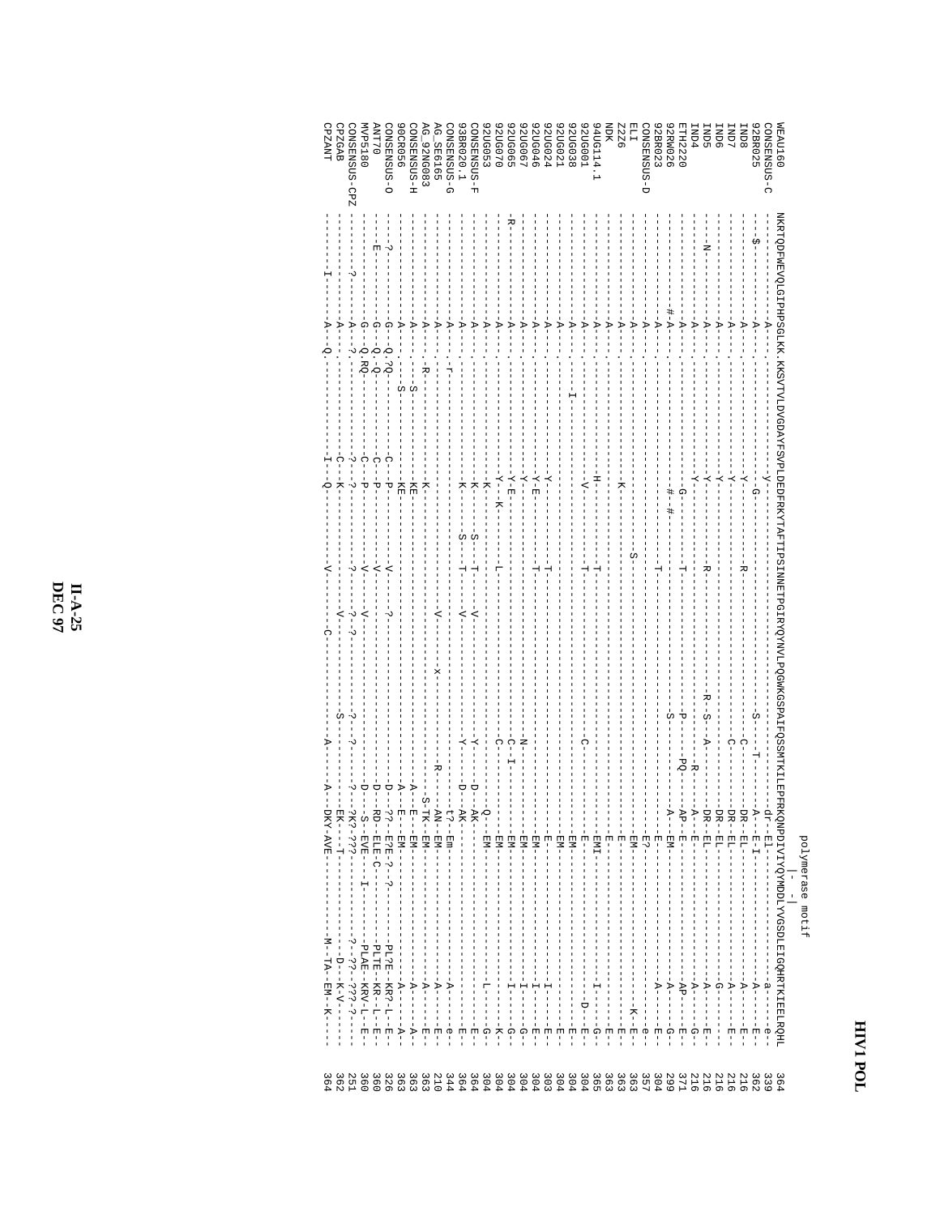# HIV1 POL

```
                                                                                              polymerase motif
                                                                                                   |-   -|
WEAU160        NKRTQDFWEVQLGIPHPSGLKK.KKSVTVLDVGDAYFSVPLDEDFRKYTAFTIPSINNETPGIRYQYNVLPQGWKGSPAIFQSSMTKILEPFRKQNPDIVIYQYMDDLYVGSDLEIGQHRTKIEELRQHL 364
CONSENSUS-C    -----------------A----.-----------------y------------------------------------------------------dr-EI----------------------a------e--- 339
92BR025        ---$-------------A----.------------------G---------------------------------------S--T---------A-E-I----------------------A------E--- 362
IND8           -----------------A----.-----------------Y-----------R----------------------------C-----------DR-EL----------------------A------E--- 216
IND7           -----------------A----.-----------------Y--------------------------------------------C-------DR-EL----------------------A------E--- 216
IND6           -----------------A----.-----------------Y-----------------------------------------------------DR-EL----------------------G---------- 216
IND5           ---N-------------A----.-----------------Y-----------R-------------------------R-S-A----------DR-EL----------------------A------E--- 216
IND4           -----------------A----.-----------------Y-------------------------------------------R--------A--E-----------------------A------G--- 216
ETH2220        -----------------A----.------------------G----------T---------------------------P---PQ-------AP-E---------------------AP------E--- 371
92RW026        ---------------#-A----.-----------------#-#-------------------------------------S------------A--EM----------------------A------G--- 299
92BR023        -----------------A----.-----------------------------T-------------------------------------------E------------------------A-----E--- 304
CONSENSUS-D    -----------------A----.-------------------------------------------------------------------------E?----------------------------e--- 357
ELI            -----------------A----.---------------------------S---------------------------------------------EM-----------------------K----E--- 363
Z2Z6           -----------------A----.-----------------K-------------------------------------------------------E------------------------------E--- 363
NDK            -----------------A----.-------------------------------------------------------------------------E------------------------------E--- 363
94UG114.1      -----------------A----.-----------------H-----------T-------------------------------------------EMI------------------I---------G--- 365
92UG001        -----------------A----.-----------------V-----------T--------------------------------C----------E------------------------D-----E--- 304
92UG038        -----------------A----.----I--------------------------------------------------------------------EM-----------------------------E--- 304
92UG021        -----------------A----.-----------------------------T-------------------------------------------EM-----------------------------E--- 304
92UG024        -----------------A----.-----------------Y-----------T-------------------------------------------E-------------------I---------E--- 303
92UG046        -----------------A----.-----------------Y-E---------T-------------------------------------------EM------------------I---------E--- 304
92UG067        -----------------A----.-----------------Y----------------------------------------------N--------EM------------------I---------G--- 304
92UG065        -R---------------A----.-----------------Y-E------------------------------------------C-I---------EM------------------I---------G--- 304
92UG070        -----------------A----.-----------------Y--K--------L--------------------------------C----------EM------------------I---------K--- 304
92UG053        -----------------A----.-----------------K------------------------------------------------------Q-EM------------------L---------G--- 304
CONSENSUS-F    -----------------A----.-----------------K-------S---T-----V----------------------------Y-----D-AK------------------------------E--- 364
93BR020.1      -----------------A----.-----------------K-------S---T-----V----------------------------Y-----D-AK------------------------------E--- 364
CONSENSUS-G    -----------------A----.--r-------------------------------------------------------------------------t?-Em----------------A------e--- 344
AG_SE6165      -----------------A----.-----------------------------------V--------------x-----------------R---AN-EM---------------------A------E--- 210
AG_92NG083     -----------------A----.--R--------------K----------------------------------------------------S-TK-EM---------------------A------E--- 363
CONSENSUS-H    -----------------A----.---S-------------KE-----------------------------------------------------A--E-EM--------------------A------A--- 363
90CR056        -----------------A----.---S-------------KE-----------------------------------------------------A--E-EM--------------------A------A--- 363
CONSENSUS-O    ---?------------G--Q.?Q-----------------C-P-----------V-----?---------------------------------D--??-E?E-?--?--------PL?E--KR?-L--E- 326
ANT70          ---E------------G--Q.-Q-----------------C-P-----------V----------------------------------------D--RD-ELE-C-----------PLTE--KR--L--E- 360
MVP5180        ----------------G--Q.RQ-----------------C-P-----------V-----V----------------------------------D--S-EVE----I---------PLAE--KRV-L--E- 360
CONSENSUS-CPZ  ---?-------------A-?.------------------?--?----------?-----?-?------------------?-------?------?--?K?-???---------------?--??--???-?-- 251
CPZGAB         -----------------A----.-----------------C-K------------------V-------------------S-------------EK---T-------------------D---K-V------ 362
CPZANT         ---------I-------A-Q-.-----------------I--Q-----------V-------C------------------A-------------A---DKY-AVE----------M--TA--EM--K---- 364
```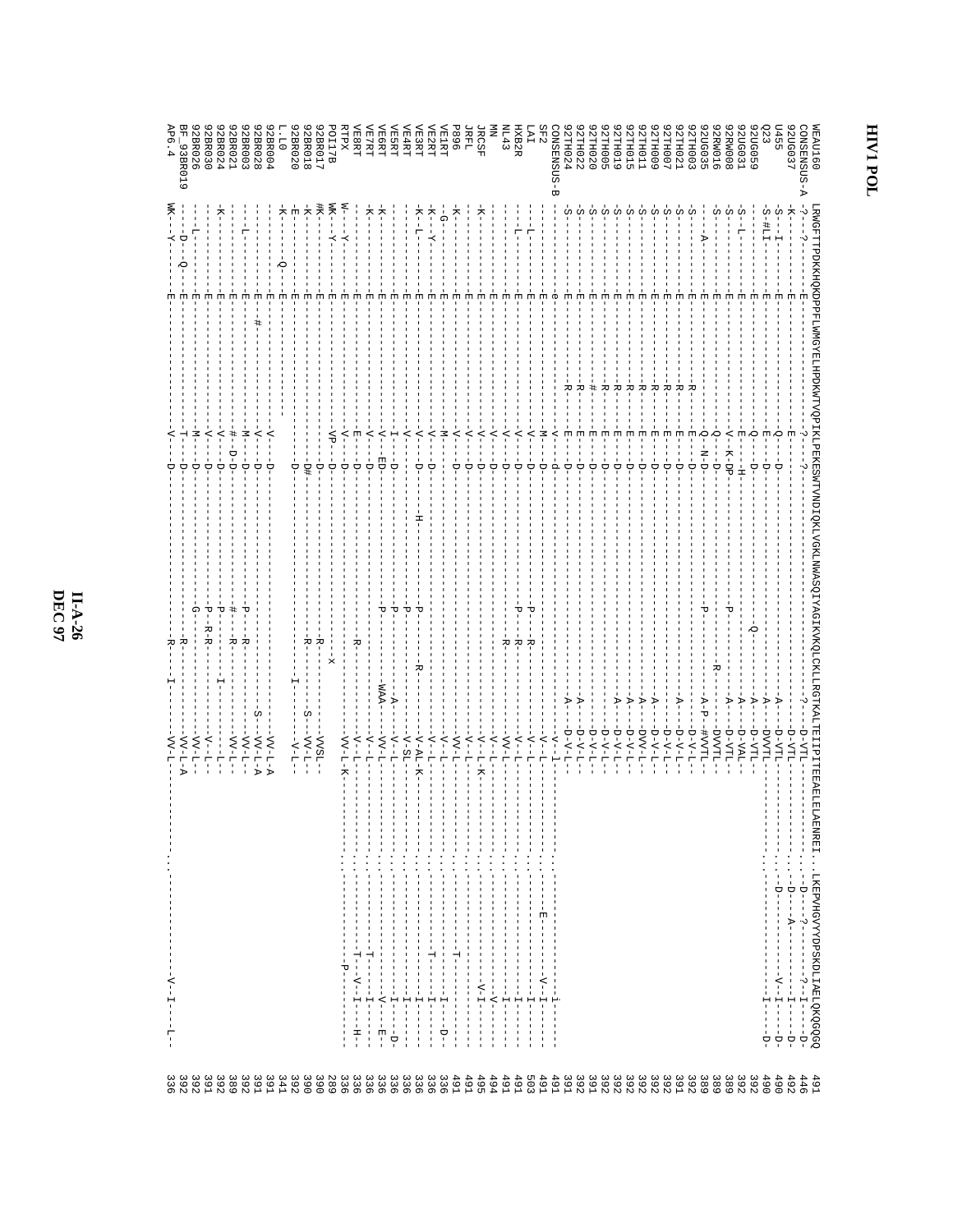# HIV1 POL

```
WEAU160      LRWGFTTPDKKHQKQPPFLWMGYELHPDKWTVQPIKLPEKESWTVNDIQKLVGKLNWASQIYAGIKVKQLCKLLRGTKALTEIIPITEEAELELAENREI..LKEPVHGVYYDPSKDLIAELQKQGQQ  491
CONSENSUS-A  -?---?--------E--------------------------?--?--------------------------------------?---D-VTL-----------------..-D---?-------?--I---D-  446
92UG037      -K------------E-----------------------E------------------------------------------------D-VTL-----------------..-D---A-------------I---D-  492
U455         -S--I---------E-------------------------Q----D---------------------------------------A--D-VTL-----------------..-D-----------V--I---D-  490
Q23          -S-#LI--------E-------------------------E----D---------------------------------------A--DVVTL-----------------..-------------------I---D-  490
92UG059      -S------------E-------------------------Q----D----------------------------Q----------A--D-VTL-----------------..-------------------I---D-  392
92UG031      -S--L---------E-------------------------E---H-----------------------------------------A--D-VAL-----------------..-------------------------  392
92RW008      -S------------E-------------------------V--K-DP---------------------P-----------------A--D-VTL-----------------..-------------------------  389
92RW016      -S------------E-------------------------Q----D--------------------------------R--------DVVTL-----------------..-------------------------  389
92UG035      ---A----------E-------------------------Q--N-D---------------------P----------------A-P--#VVTL----------------..-------------------------  389
92TH003      -S------------E----------------R--------E----D-----------------------------------------D-V-L-----------------..-------------------------  392
92TH021      -S------------E----------------R--------E----D---------------------------------------A--D-V-L-----------------..-------------------------  391
92TH007      -S------------E----------------R--------E----D-----------------------------------------D-V-L-----------------..-------------------------  392
92TH009      -S------------E----------------R--------E----D---------------------------------------A--D-V-L-----------------..-------------------------  392
92TH011      -S------------E----------------R--------E----D---------------------------------------A--DVV-L----------------..-------------------------  392
92TH015      -S------------E----------------R--------E----D---------------------------------------A--D-V-L-----------------..-------------------------  392
92TH019      -S------------E----------------R--------E----D---------------------------------------A--D-V-L-----------------..-------------------------  392
92TH005      -S------------E----------------R--------E----D-----------------------------------------D-V-L-----------------..-------------------------  392
92TH020      -S------------E----------------#--------E----D-----------------------------------------D-V-L-----------------..-------------------------  391
92TH022      -S------------E----------------R--------E----D---------------------------------------A--D-V-L-----------------..-------------------------  392
92TH024      -S------------E----------------R--------E----D---------------------------------------A--D-V-L-----------------..-------------------------  391
CONSENSUS-B  --------------e-------------------------v----d-------------------------------------------V--l-----------------..---------------i--------  491
SF2          --------------E-------------------------M----D-------------------------------------------V--L-----------------..---------------V-I------  491
LAI          --------------E-------------------------V----D--------------------P---R--------------------V--L-----------------..----E-------------I------  503
HXB2R        ---L----------E-------------------------V----D--------------------P---R--------------------V--L-----------------..-----------------I------  491
NL43         --------------E-------------------------V----D--------------------P---R--------------------V--L-----------------..-----------------I------  491
MN           --------------E-------------------------V----D------------------------R-------------------VV--L-----------------..-----------------V------  494
JRCSF        -K------------E-------------------------V----D---------------------------------------------V--L-K---------------..---------------V-I------  495
JRFL         --------------E-------------------------V----D---------------------------------------------V--L-----------------..-------------------------  491
P896         -K------------E-------------------------V----D--------------------------------------------VV--L-----------------..-----------T-------------  491
VE1RT        -G------------E-------------------------M--------------------------------------------------V--L-----------------..-----------------I---D--  336
VE2RT        -K--Y---------E-------------------------V----D---------------------------------------------V--L-----------------..-----------T-----I------  336
VE3RT        -K-L----------E-------------------------V----D--------H------------P-----R-----------------V-AL-K---------------..-----------------I------  336
VE4RT        --------------E-------------------------V---------------------------P-----------------------V-SL----------------..-----------------I------  336
VE5RT        --------------E-------------------------I----D---------------------P----------------A-----V--L-----------------..-----------------I---D--  336
VE6RT        -K------------E-------------------------V--ED-----------------------P----------------WAA----VV--L----------------..---------------V-----E--  336
VE7RT        -K------------E-------------------------V----D-----------------------------------------------V--L----------------..-----------T-----I------  336
VE8RT        --------------E-------------------------E----D----------------------------R------------------V--L----------------..-----------T--V--I---H--  336
RTPX         W--Y----------E-------------------------V----D------------------------------------------------VV-L-K-------------..-------------P-----------  336
POI17B       WK-Y----------E-------------------------VP---D--------------------------------X------------------------------------------------------------  289
92BR017      #K------------E-------------------------------D-------------------------------R-----------------VVSL--------------..------------------------  390
92BR018      -K------------E------------------------------D#--------------------------------R-------S------VV-L--------------..------------------------  390
92BR020      -E------------E-------------------------------D---------------------------------I--------------V-L--------------..------------------------  392
L.0          -K----Q-------E---------------------------------------------------------------------------------------------------------------------------  341
92BR004      --------------E-------------------------V----D-------------------------------------------------VV-L-A-------------..------------------------  391
92BR028      --------------E-#-----------------------V----D-------------------------------------------S-----VV-L-A-------------..------------------------  391
92BR003      ---L----------E-------------------------M----D-------------------P----R-------------------------VV-L--------------..------------------------  392
92BR021      --------------E-------------------------#-D-D-------------------#----R---------------------------VV-L--------------..------------------------  389
92BR024      -K------------E-------------------------V----D------------------P--------------I-------------------L--------------..------------------------  392
92BR030      --------------E-------------------------V----D------------------P--R-R---------------------------V-L--------------..------------------------  391
92BR026      ---L----------E-------------------------M----D------------------G---------------------------------VV-L--------------..------------------------  392
BF_93BR019   ---D----Q-----E-------------------------T----D--------------------------R---------------------------VV-L-A------------..------------------------  392
AP6.4        WK--Y---------E-------------------------V----D--------------------------R-------I-----------------VV-L-------------..-------------V-I----L--  336
```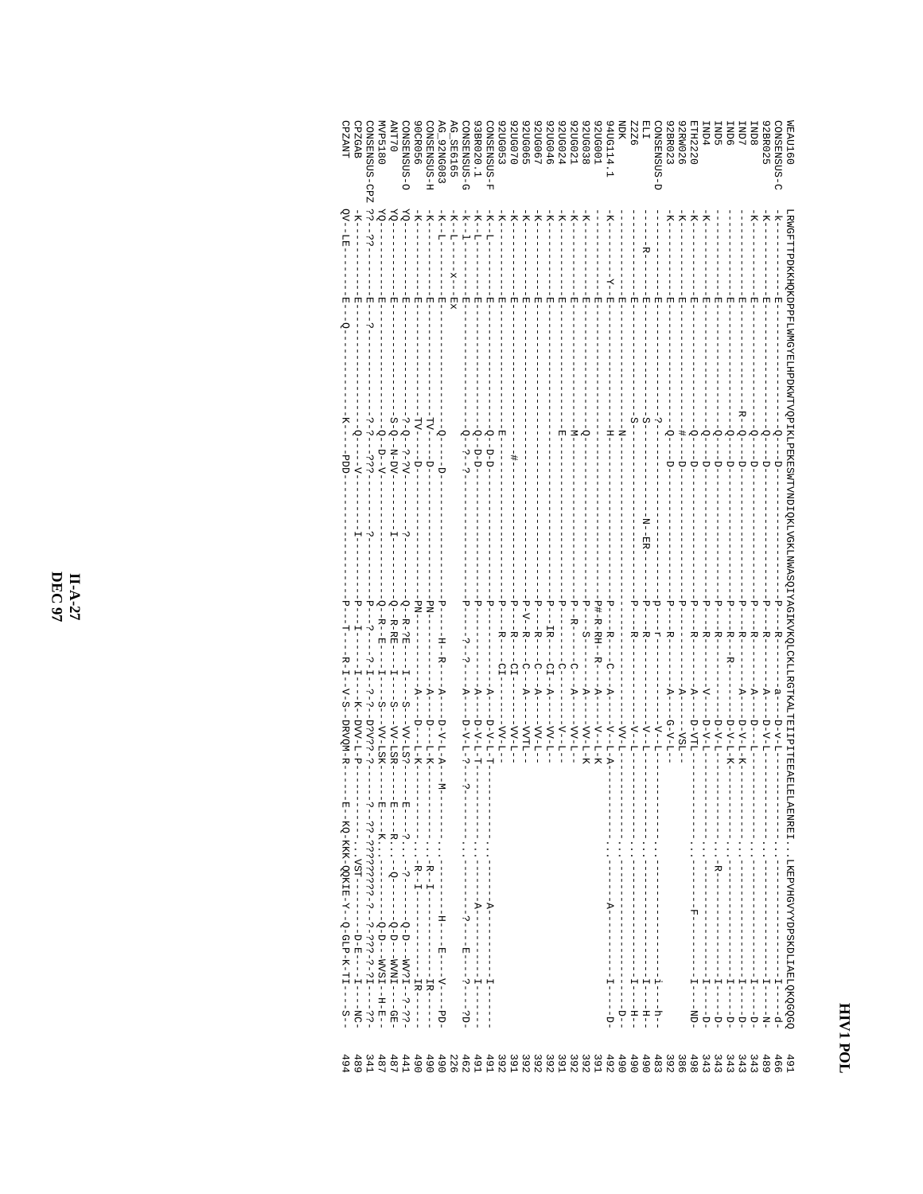```
WEAU160        LRWGFTTPDKKHQKDPPFLWMGYELHPDKWTVQPIKLPEKESWTVNDIQKLVGKLNWASQIYAGIKVKQLCKLLRGTKALTEIIPITEEAELELAENREI..LKEPVHGVYYDPSKDLIAELQKQGQGQ   491
CONSENSUS-C    -k----------E------------------Q----D-------------------------------P-----R-----a---D-V-L-------------..--------------------I---d-    466
92BR025        -K----------E------------------Q----D-------------------------------P-----R-----A---D-V-L-------------.----------------------I----N    489
IND8           -K----------E------------------Q----D-------------------------------P-----R-----A---D--L--------------.---------------------I---D-    343
IND7           -----------E-----------------R-Q----D-------------------------------P-----R-----A---D-V-L-K-----------.----------------------I---D-    343
IND6           -----------E------------------Q----D-------------------------------P-----R--R-------D-V-L-K-----------.--------------------I---D-    343
IND5           -----------E------------------Q----D-------------------------------P-----R-----------D-V-L------------.-R--------------------I---D-    343
IND4           -K----------E------------------Q----D-------------------------------P-----R-----V---D-V-L-------------.--------------------I---D-    343
ETH2220        -K----------E------------------Q----D-------------------------------P-----R-----A---D-VTL-------------.--------F-----------I---ND-    498
92RW026        -K----------E------------------#----D-------------------------------P-------------A----VSL------------                             386
92BR023        -K----------E------------------Q----D-------------------------------P-----R-----A---G-V-L------------                              392
CONSENSUS-D    -----------E------------------?-------------------------------------P----r-----------V-L-------------.---------------------i---h-    483
ELI            ------R-----E------------------S-----------------N-ER---------------P-----R-----------V-L-------------.---------------------I---H-    490
Z2Z6           -----------E------------------S-------------------------------------P-----R-----------V-L-------------.----------------------I---H-    490
NDK            ------Y-E-------------------N------------------------------------------------------VV-L-------------.--------------------I---D-    490
94UG114.1      -K----------E------------------H-----------------------------------P-----R---C---A---V-L-A-----------.----------A--------I---D-    492
92UG001        -----------E--------------------------------------------------------P#-R-RH-R--A---V-L-K                                             391
92UG038        -K----------E------------------Q-----------------------------------P--S-------A---VV-L-K                                             392
92UG021        -K----------E------------------M-----------------------------------P-R-----C---A---VV-L-                                             392
92UG024        -K----------E------------------E-----------------------------------P-------C---------V-L-                                            391
92UG046        -K----------E------------------------------------------------------P---IR---CI-A---VV-L-                                            392
92UG067        -K----------E------------------------------------------------------P---R---C---A---VV-L-                                             392
92UG065        -K----------E------------------------------------------------------P-V--R---C---A---VVTL-                                            392
92UG070        -K----------E------------------#-----------------------------------P----R---CI-------VV-L-                                           391
92UG053        -K----------E------------------E-----------------------------------P----R---CI-------VV-L-                                           392
CONSENSUS-F    -K-L--------E------------------Q---D-D-----------------------------P---------A----D-V-L-T-----------.-----A----------------I-----    491
93BR020.1      -K-L--------E------------------Q---D-D-----------------------------P----------A---D-V-L-T----------.---A----------I-----          491
CONSENSUS-G    -k-l--------E------------------Q--?-?-----------------------------P-----?-?----A---D-V-L-?--?--------.---------?------E---?---?D-  462
AG_SE6165      -K-L----X---EX                                                                                                                  226
AG_92NG083     -K-L--------E------------------Q-----D-----------------------------P------H-R---A---D-V-L-A---M------.----------H-----E----V----PD- 490
CONSENSUS-H    -K----------E------------------TV----D-----------------------------PN--------A---D---L-K----------..R-I------------------IR-----   490
90CR056        -K----------E------------------TV----D-----------------------------PN----------A---D---L-K----------..R-I------------------IR----- 490
CONSENSUS-O    YQ----------E------------------?-Q--?-?V------------?------------Q--R-?E----I---S----VV-LS?-----E---?..---?---------Q-D----WV?I--?-??- 441
ANT70          YQ----------E------------------S-Q--N-DV------------I------------Q--R-RE----I---S----VV-LSR-----E---R..----Q--------Q-D----WVNI----GE- 487
MVP5180        YQ----------E------------------Q--D--V-----------------------Q--R--E----I---S----VV-LSK-----E---K..-----------Q-D----WVSI--H-E-    487
CONSENSUS-CPZ  ??--??--------E----?-----------?-?---???------------?-----------P----?-I---?-?--D?V??-?------?--??-?????????-?----?-???-?-?I----??- 341
CPZGAB         -K----------E------------------Q-----V------------I-----------P----I----I----K--DVV-L-P---------...VST-----------D-E----I----NC-   489
CPZANT         QV--LE--------E---Q------------K----PDD-----------------------P----T----R-I---V-S--DRVQM-R-----E--KQ-KKK-QQKIE-Y--Q-GLP-K-TI----S-- 494
```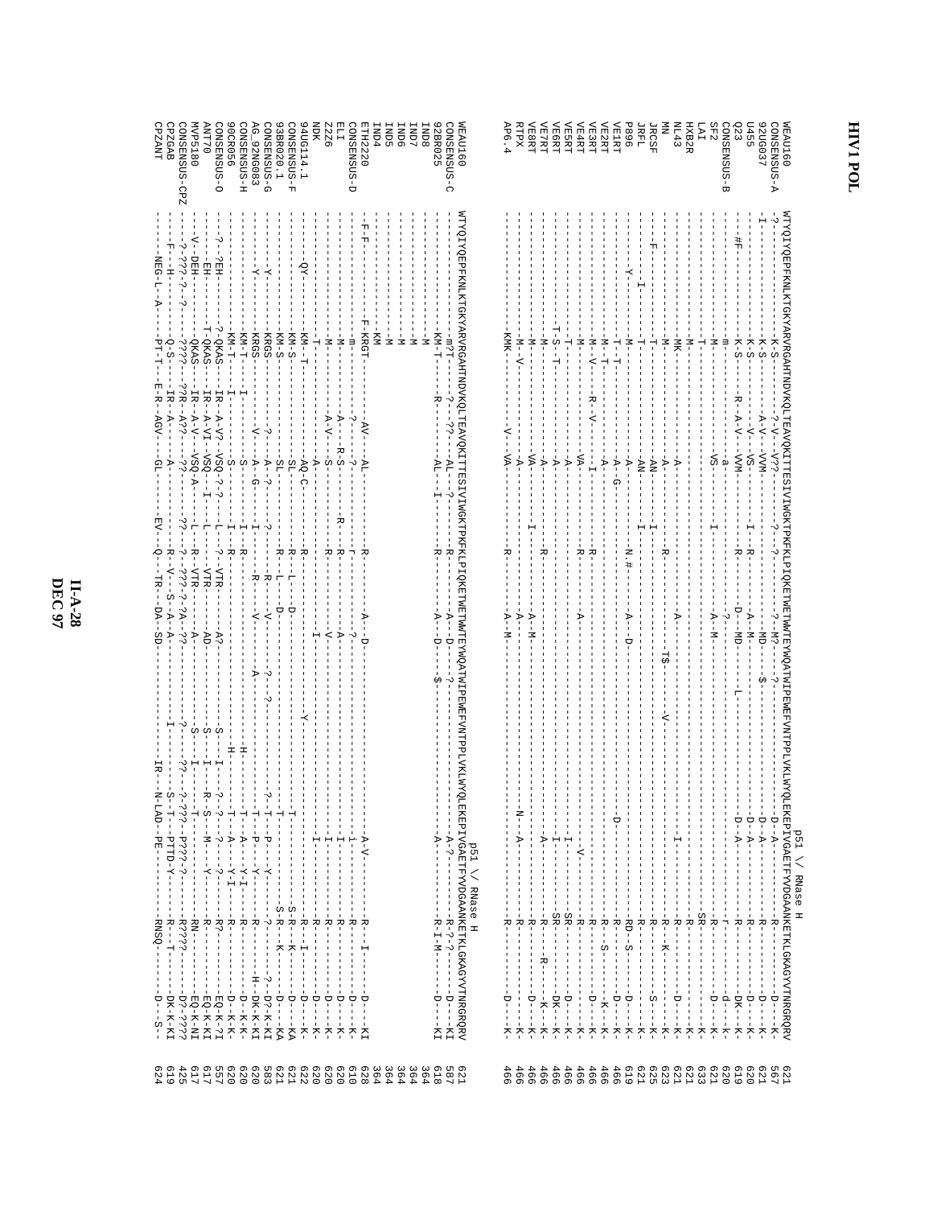# HIV I POL

```
                                                                                                    p51 \/ RNase H
WEAU160      WTYQIYQEPFKNLKTGKYARVRGAHTNDVKQLTEAVQKITTESIVIWGKTPKFKLPIQKETWETWWTEYWQATWIPEWEFVNTPPLVKLWYQLEKEPIVGAETFYVDGAANKETKLGKAGYVTNRGRQRV   621
CONSENSUS-A  ?---------K-S--------?-V---V??---------?--?-------?--M?---?----------------------D-A--------R-----------D----K   567
92UG037      I---------K-S--------A-V---VVM-------------------MD---$--------------------------D-A--------R-----------D----K-   621
U455         ----------K-S--------V-----VS-------I--R--------A-M----------------------------D-A--------R-----------D----K   620
Q23          ----------K-S--------R-A-V--VVM------------R--------D--MD-----L------------------D-A--------R-----------DK---K   619
CONSENSUS-B  ---#F------m---------------a-------------------?-----------------------------------------r-----------d----k   620
SF2          ----------M-----------------VS-------I----------A-M--------------------------------------R-----------D----K-   621
LAI          ----------T------------------------------------------------------------------------------SR---------------K-   633
HXB2R        ----------M-----------------------------------------------------------------------------R----------------K-   621
NL43         ----------MK----------------A------------------A------------------------------I----------R-----------D----K-   621
MN           ----------M-----------------A-----------R-----------------------V-----------------------R----K-------K----K   623
JRCSF        ---F------T-----------------AN-------I--------------T$------------------------------------R-----------S----K-   625
JRFL         ------I---T-----------------AN-------I--------------------------------------------------R----------------K   621
P896         -----Y----M-----------------A---G------N.#-------A--D--------------------D--------------RD--S--------D----K-   619
VE1RT        ----------T--T--------------A---------------------------------------------------------R-----------D----K-   466
VE2RT        ----------M--T--------------A-----------------------------------------------------------R---S-------K----K-   466
VE3RT        ----------M--V-------R-V----I-----------R--------------------------------------V-----R-----------D----K   466
VE4RT        ----------M-----------------VA-----------R-------A---------------------------------------R----------------K-   466
VE5RT        ----------T-----------------A----------------------------------------------I--------SR-----------D----K-   466
VE6RT        ----------T-S--T------------A-------------------------------------------I--------SR-----------DK---K-   466
VE7RT        ----------M-----------------A------------R---------------------------------A--------R-------R----K----K-   466
VE8RT        ----------M-----------------VA------I-------------A-M--------------------------------R-----------D----K-   466
RTPX         ----------M--V--------------A---------------------A----------------N------A--------R-----------D----K   466
AP6.4        ----------KMK-----------V---VA-----------R--------A-M----------------------------------R-----------D----K-   466
```

```
                                                                                                    p51 \/ RNase H
WEAU160      WTYQIYQEPFKNLKTGKYARVRGAHTNDVKQLTEAVQKITTESIVIWGKTPKFKLPIQKETWETWWTEYWQATWIPEWEFVNTPPLVKLWYQLEKEPIVGAETFYVDGAANKETKLGKAGYVTNRGRQRV   621
CONSENSUS-C  ----------mPT-------?---??---AL---?------R---------A--D----?------------------------A-?---------R-?-?-------D----KI   587
92BR025      ----------KM-T-------R--------AL---I------R---------A--D----$------------------------A------------R-I-M------D----KI   618
IND8         ----------M                                                                                                        364
IND7         ----------M                                                                                                        364
IND6         ----------M                                                                                                        364
IND5         ----------M                                                                                                        364
IND4         ----------KM                                                                                                       364
ETH2220      --F-F-------F-KRGT------AV---AL-----------R--------A--D----------------------------A-V--------R---I--------D----KI   628
CONSENSUS-D  ----------m----------?------?-----------r-----------?--------------------------------i---------R-----------D----K-   610
ELI          ----------M----------A---R-S------------R--R--------A-------------------------------I---------R-----------D----K-   620
Z2Z6         ----------M----------A-V---S-----------R--------------------------------------------I---------R-----------D----K-   620
NDK          ----------T-------------------A----------R-----------V-----------------------------I--------R-----------D----K-   620
94UG114.1    ---QY-----KM-T---------------AQ-C---------R----------------I---------Y------------T---------R--I--------D----K-   622
CONSENSUS-F  ----------KM-S--------------SL-----------R--L-------D--------------------------------T--------S-R---K-------D----KA   621
93BR020.1    ----------KM-S--------------SL-----------R--L-------D--------------------------------T--------S-R---K-------D----KA   621
CONSENSUS-G  -----Y----KRGS-------?------A--?-------?---R---------?------?--?--------------?--T---P------Y------?-------?--D?--K-KI   583
AG_92NG083   -----Y----KRGS------V-------A--G------I------R--V--------A-------------------------T---P------Y------R-------H--DK--K-KI   620
CONSENSUS-H  ----------KM-T-------I-------S-----------I--R------------------------H-------------T---A------Y-I-----R-----------D----K-K   620
90CR056      ----------KM-T---------------S------------I--R-----------------------H---------------T---A------Y-I-----R-----------D----K-K   620
CONSENSUS-O  ---?-?EH--?-QKAS----IR-A-V?--VSQ-?-?-----L---?--VTR-----A?--------------S--I-------?--?------?-------R?-----------EQ-K-?I   557
ANT70        ---EH-----T-QKAS----IR-A-VI--VSQ--I------L-------VTR-----AD--------------S--I-------R-S----M-----Y-------R-----------EQ-K-KI   617
MVP5180      --V-DEH---QKAS------IR-A-V---VSQ-A-------L---R--VTR-----A--------------S--I-------T------------------RN-----------EQ-K-NI   617
CONSENSUS-CPZ ---?-???-?--?---????---??R--A??--??---------??-?--???-?-?A-??------?----??--?-???--P???-?--------R????-------D?-???-   425
CPZGAB       ---F--H----Q-S------IR---A----A---------------R--V--S--A--A--------------I----S--T----PTTD-Y-------R---T-------DK-K-KI   619
CPZANT       ----NEG-L--A-----PT-T---E-R-AGV----GL--------EV---Q--TR---DA-SD-----------IR---N-LAD--PE----------RNSQ---------D---S-   624
```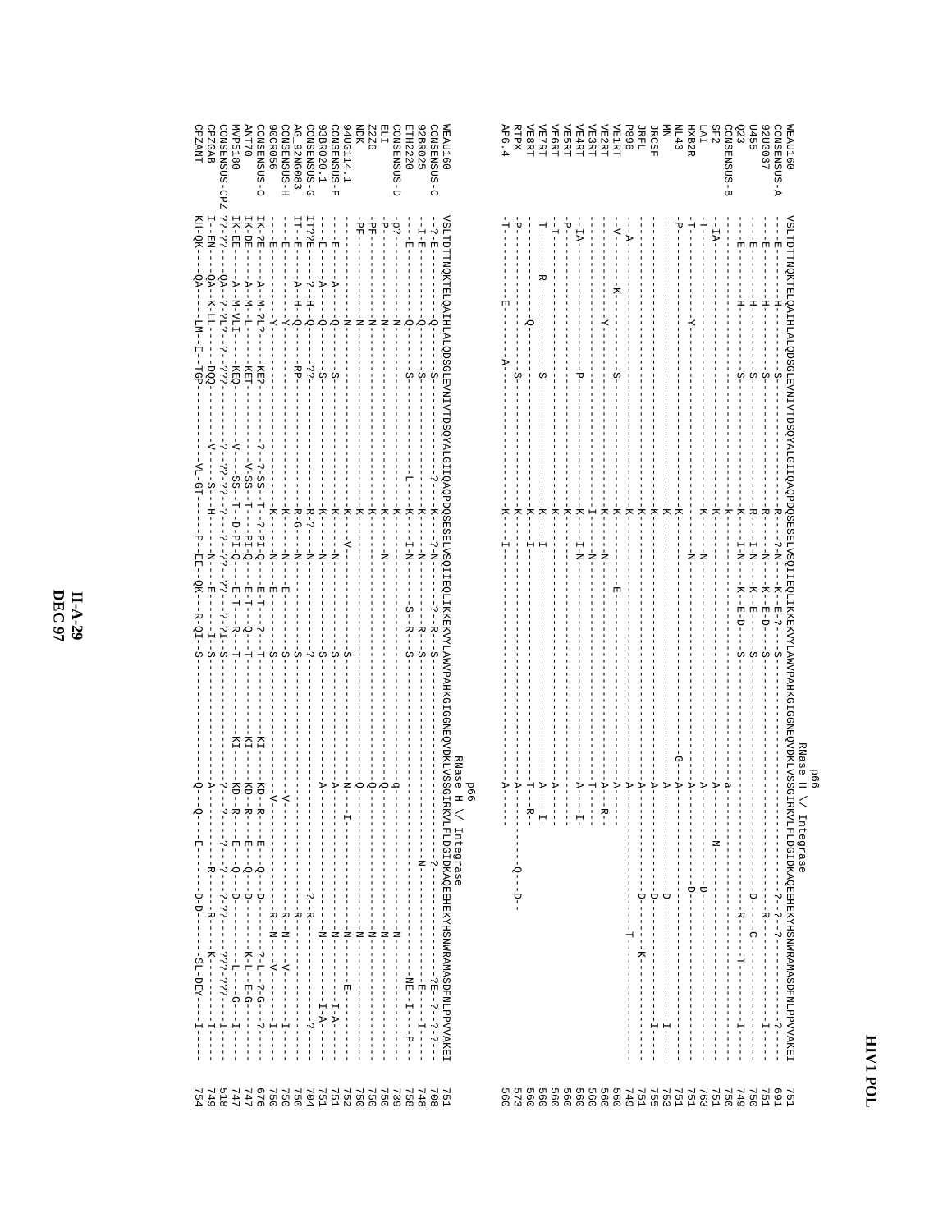# HIV1 POL

```
                                                              p66
                                                       RNase H \/ Integrase
WEAU160      VSLTDTTNQKTELQAIHLALQDSGLEVNIVTDSQYALGIIQAQPDQSESELVSQIIEQLIKKEKVYLAWVPAHKGIGGNEQVDKLVSSGIRKVLFLDGIDKAQEHEKYHSNWRAMASDFNLPPVVAKEI  751
CONSENSUS-A  ---E------H--------S-----------------------R--?-N---K--E-?---S---------------------------------------?-?-?------------------?---  691
92UG037      ---E------H--------S-----------------------R----N---K--E-D---S------------------------------------------R-------------------I---  751
U455         ---E------H--------S-----------------------R---I-N---K--E----S-------------------------------------------------------------------  750
Q23          ---E------H--------S-----------------------R---I-N---K--E----S------------------------------------------D---C------------------  749
CONSENSUS-B  ---------------------------------------------K------------------------------------------a----------------------------------------  750
SF2          -IA------------------------------------------K---I-N---K--E-D---S----------------A-----N------------R----T---------I---  751
LAI          -T-------------------------------------------K------N---------------------------A------------D----------------------------  763
HXB2R        -T-----------Y------------------------------------------N--------------------------A------------D----------------------------  751
NL43         -P-------------------------------------------K-----------------------------------G--A-----------------------------------------  753
MN           ---------------------------------------------K-------------------------------------A--------------D---------------I---  755
JRCSF        ---------------------------------------------K-------------------------------------A--------------D---------------I---  755
JRFL         ---------------------------------------------K-------------------------------------A--------------D----------------------------  751
P896         -A-------------------------------------------K-------------------------------------A--------------D------K---------------  749
VE1RT        -V--------K--------S-------------------------K-----N----------E-----------------------A--------------------T----------------  560
VE2RT        -------------Y-----------------------------------K---N------------------------------A--R-------------------------------  560
VE3RT        ---------------------------------------------I---N-----------------------------------T-------------------------------  560
VE4RT        -IA----------------P-------------------------K---I-N-----------------------------------A---I---------------------------  560
VE5RT        -P-------------------------------------------K-----------------------------------------------------------------------  560
VE6RT        -I-------------------------------------------K---------------------------------------A-------------------------------  560
VE7RT        -T------R----------S-------------------------K---I-----------------------------------A---I-------------------------------  560
VE8RT        ---------------Q-----------------------------K---I-----------------------------------T---R----------------------------  560
RTPX         -P-------------------S-----------------------K------------------------------------A--------Q---D-----------------------  573
AP6.4        -T--------E--------A-------------------------K---I-------------------------------------A---------------------------------  560

                                                              p66
                                                       RNase H \/ Integrase
WEAU160      VSLTDTTNQKTELQAIHLALQDSGLEVNIVTDSQYALGIIQAQPDQSESELVSQIIEQLIKKEKVYLAWVPAHKGIGGNEQVDKLVSSGIRKVLFLDGIDKAQEHEKYHSNWRAMASDFNLPPVVAKEI  751
CONSENSUS-C  -?-E------Q--------S------------------?-------K---?-N-----?--R---S-----------------------------?------------?E--?--?-?--  708
92BR025      -I-E------Q--------S--------------------------K---N-----R---S------------------------N-----------E----I----  748
ETH2220      ---E------Q--------S----------------L---------K---I-N-----S--R---S-----------------------------------NE--I---P--  758
CONSENSUS-D  -p?-------N----------------------------------K----------------------------------q------------N-----------------------  739
ELI          -P--------N----------------------------------K------------------------------------Q-------------N----------------------  750
Z2Z6         -PF-------N----------------------------------K-----N-----------------------------Q-------------N----------------------  750
NDK          -PF-------N----------------------------------K---V--------S-------------------------Q-------------N----------------------  750
94UG114.1    ---------N----------------------------------K------------------------------------N---I---------------N-------E-------  752
CONSENSUS-F  ---E------A---Q------S-----------------------K---N------------S-----------------------A--------------N-------I-A----  751
93BR020.1    ---E------A---Q------S-----------------------K---N------------S-----------------------A--------------N-------I-A----  751
CONSENSUS-G  IT??E-----?--H--Q-----??----------------------R-?---N------------?-----------------------------?-R--------------?--  704
AG_92NG083   IT-E------A--H--Q-----RP----------------------R-G---N------------S-----------------------------R-------------------  750
CONSENSUS-H  ---E----------Y------------------------------K-----N---E---------S---------------------V--------R-N---V------I---  750
90CR056      ---E----------Y------------------------------K---N-----------------S---------------------V--------R-N---V------I---  750
CONSENSUS-O  IK-?E----A--M-?L?----KE?----------?-?-SS--T-?-PI-Q---E-T---?---T---------KI---KD--R---E--Q--D-----?-L--?-G---?---  676
ANT70        IK-DE----A--M--L-----KET----------V-SS--T---PI-Q---E-T---Q---T---------KI---KD--R---E--Q--D-----K-L--E-G------  747
MVP5180      IK-EE----A--M-VLI----KEQ----------V---SS--T-D-PI-Q---E-T---R---T---------KI---KD--R---E--Q--D--------L---G---I---  747
CONSENSUS-CPZ ??-??----QA-?-?L?-?---???----------?-??-??--?--?---?--??--?-?I--S---------------?---?---?--?--??---???-???----I---  518
CPZGAB       I--EN-----QA--K-LL----DDQ----------V---S---H-----N----E----I-S----------------A---------R--------R-----K---------I---  749
CPZANT       KH-QK-----QA-----LM--E--TGP--------VL-GT------P-EE--QK---R-QI-S-----------------Q--Q----E------D-D-----SL-DEY-----I---  754
```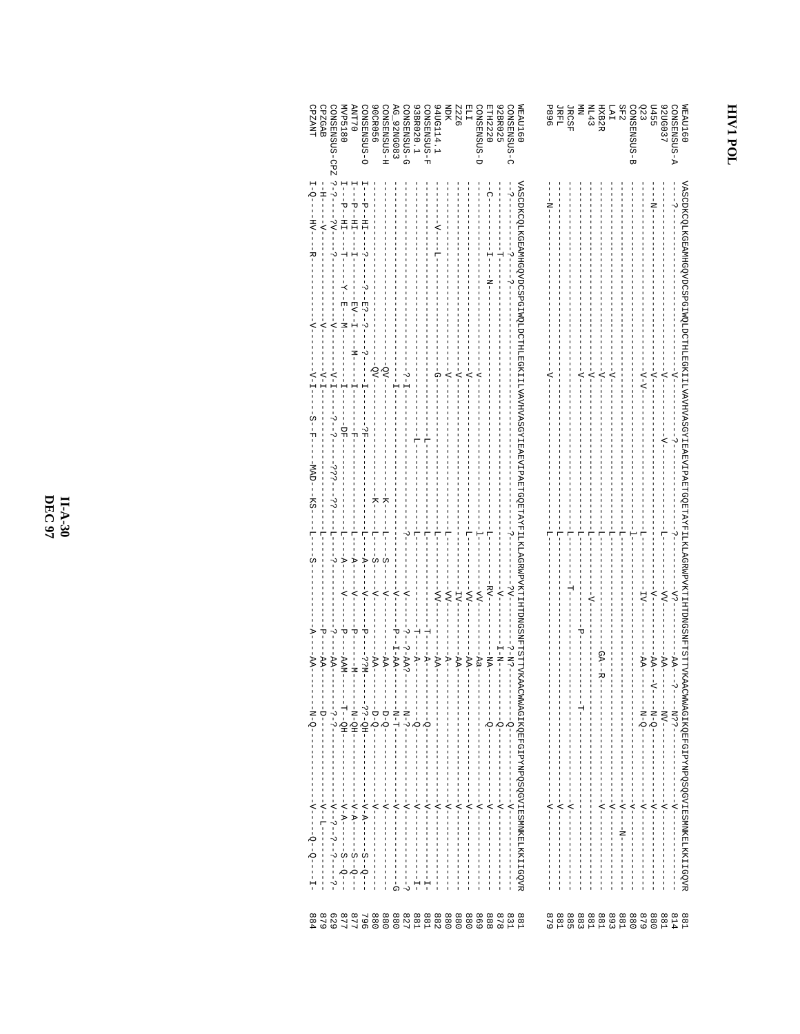# HIV1 POL

```
WEAU160       VASCDKCQLKGEAMHGQVDCSPGIWQLDCTHLEGKIILVAVHVASGYIEAEVIPAETGQETAYFILKLAGRWPVKTIHTDNGSNFTSTTVKAACWWAGIKQEFGIPYNPQSQGVIESMNKELKKIIGQVR 881
CONSENSUS-A   ---?-------------------------------V-------?--------------------L----------V?----------AA--?----N??---------------V--------------- 814
92UG037       -----------------------------------V-------V--------------------L----------VV----------AA-------NV----------------V--------------- 881
U455          ----N------------------------------V----------------------------L----------V-----------AA-------N-Q---------------V--------------- 880
Q23           -----------------------------------V-V--------------------------L----------IV----------AA-------N-Q---------------V--------------- 879
CONSENSUS-B   ----------------------------------------------------------------L-------------------------------------------------V--------------- 880
SF2           ----------------------------------------------------------------L-------------------------------------------------V--N------------ 881
LAI           -----------------------------------V----------------------------L-------------------------------------------------V--------------- 893
HXB2R         -----------------------------------V----------------------------L---------------------GA-R------------------------V--------------- 881
NL43          -----------------------------------V----------------------------L----------V--------------------------------------V--------------- 881
MN            -----------------------------------V----------------------------L------------------P-------------T-------------------------------- 883
JRCSF         ----------------------------------------------------------------L-----------T-------------------------------------V--------------- 885
JRFL          ----------------------------------------------------------------L-------------------------------------------------V--------------- 881
P896          ---N-------------------------------V----------------------------L-------------------------------------------------V--------------- 879

WEAU160       VASCDKCQLKGEAMHGQVDCSPGIWQLDCTHLEGKIILVAVHVASGYIEAEVIPAETGQETAYFILKLAGRWPVKTIHTDNGSNFTSTTVKAACWWAGIKQEFGIPYNPQSQGVIESMNKELKKIIGQVR 881
CONSENSUS-C   -?----?--?------------------------------------------------------?----------?V---------?-N?---------Q--------------V--------------- 831
92BR025       ---------T------------------------------------------------------L-----------V---------I-N----------Q--------------V--------------- 878
ETH2220       -C----------I----N----------------------------------------------L----------RV----------NA----------Q--------------V--------------- 888
CONSENSUS-D   -----------------------------------V----------------------------L----------vV----------Aa-------------------------V--------------- 869
ELI           -----------------------------------V----------------------------L----------VV----------AA-------------------------V--------------- 880
Z2Z6          -----------------------------------V---------------------------------------IV----------AA-------------------------V--------------- 880
NDK           -----------------------------------V---------------------------------------VV-----------A-------------------------V--------------- 880
94UG114.1     ------------V--L-------------------G----------------------------L----------VV----------AA-------------------------V--------------- 882
CONSENSUS-F   --------------------------------------------------------L-------L--------------------T--A----------Q--------------V-------------I- 881
93BR020.1     --------------------------------------------------------L-------L----------T-----------A-----------Q--------------V-------------I- 881
CONSENSUS-G   ---------------------------------?-I----------------------------?----------V-------?-?-AA?------N-?---------------V--------------? 827
AG_92NG083    -----------------------------------I---------------------------------------V-------P-I-AA-------N-T---------------V--------------G 880
CONSENSUS-H   ----------------------------------------------------------------L-S--------V-----------AA-------D-Q---------------V--------------- 880
90CR056       ----------------------------------QV---------------------K------L-S--------V-----------AA-------D-Q---------------V--------------- 880
CONSENSUS-O   I---P-HI---?E?-?--?----------------I-------?F-------------------L-A--------V-------P--??M------??QH---------------V-A---S-Q------- 796
ANT70         I---P-HI---I---EV-I----M-----------I--------F-------------------L-A--------V-------P----M-------N-QH--------------V-A---S-Q------- 877
MVP5180       I---P-HI---T---Y-E-M---------------I-------DF-------------------L-A--------V-------P--AAM-------T-QH--------------V-A---S-Q------- 877
CONSENSUS-CPZ ?-?---?V---?-----------V-----------V-I-----?-?-----???--??-------L-?----------------?---AA-------?-?---------------V-?-?-?--------? 629
CPZGAB        --H----V---------------V----------V-I---------------------------L------------------P---AA-------D-----------------V-L------------- 879
CPZANT        I-Q---HV---R-----------V----------V-I------S-F-----MAD--KS------L-S----------------A---AA-------N-Q---------------V---Q-Q-------I- 884
```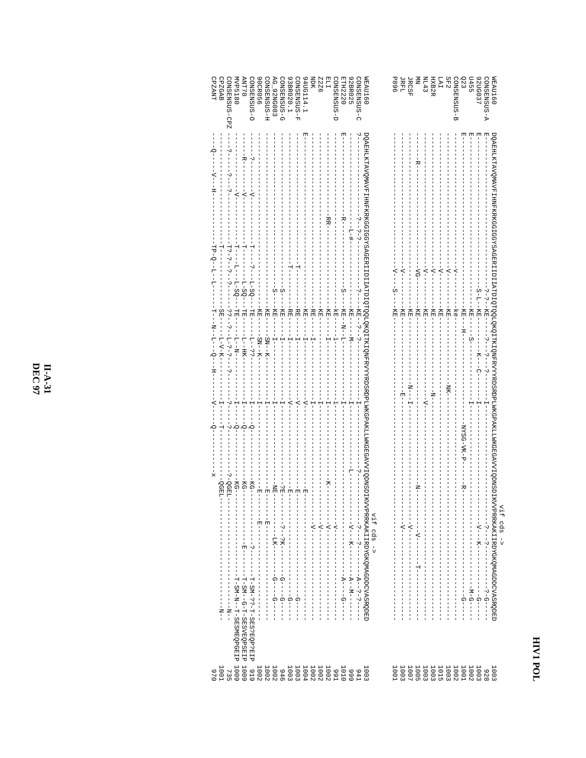```
                                                                                                    vif cds ->
WEAU160        DQAEHLKTAVQMAVFIHNFKRKGGIGGYSAGERIIDIIATDIQTQQLQKQITKIQNFRVYYRDSRDPLWKGPAKLLWKGEGAVVIQDNSDIKVVPRRKAKIIRDYGKQMAGDDCVASRQDED  1003
CONSENSUS-A    E---------------------------------------?-?-KE----?--?--?----------I------------------------------------------?-G---------   928
92UG037        E---------------------------------------S-L-KE----K--C-------------I-------------------------V--K---------------G---------  1003
U455           E-------------------------------------------KE--S------------------I------------------------------------------M-G---------  1002
Q23            E-------------------------------------------KE--H----------------------NYSG-VK-P----R---------------------------G---------  1001
CONSENSUS-B    ----------------------------------V---------ke----------------------------------------------------------------------------  1002
SF2            ----------------------------------V---------KE------------NK--------------------------------------------------------------  1003
LAI            ----------------------------------V---------KE----------------------------------------------------------------------------  1015
HXB2R          ----------------------------------V---------KE-------------N--------------------------------------------------------------  1003
NL43           ----------------------------------V---------KE---------------V------------------------------------------------------------  1003
MN             ----R-----------------------------VG--------KE-----------------------------------------N-------V---T------------------------  1005
JRCSF          ----------------------------------V---------KE-------------N---I------------------------------V----------------------------  1007
JRFL           --------------------------------------------KE---------------E--------------------------------V----------------------------  1003
P896           ----------------------------------V--S------KE----------------------------------------------------------------------------  1001

                                                                                                    vif cds ->
WEAU160        DQAEHLKTAVQMAVFIHNFKRKGGIGGYSAGERIIDIIATDIQTQQLQKQITKIQNFRVYYRDSRDPLWKGPAKLLWKGEGAVVIQDNSDIKVVPRRKAKIIRDYGKQMAGDDCVASRQDED  1003
CONSENSUS-C    ?------------------?-?-?-----------------?--KE-?--?---------------I-----------------?---------?--?-------A-?-?-----------   941
92BR025        -------------------L-#----------------------KE---M-----------------I----------------L--------V--K---------A-M-------------   999
ETH2220        E------------------R--------------------S---KE-N-L-----------------I--------------------------------------A---G-----------  1010
CONSENSUS-D    --------------------------------------------KE--I------------------I-------------------------V-----------------------------   991
ELI            --------------------RR----------------------KE--I------------------I------------------K------V-----------------------------  1002
Z2Z6           --------------------------------------------KE---------------------I-------------------------V-----------------------------  1002
NDK            --------------------------------------------RE--I------------------I--------------------------V----------------------------  1002
94UG114.1      E-------------------------------------------KE--I------------------V-----------------E-------------------------------------  1004
CONSENSUS-F    ----------------------------T---------------RE--I------------------V-----------------E--------------------------G---------  1003
93BR020.1      ----------------------------T---------------RE--I------------------V-----------------E--------------------------G---------  1003
CONSENSUS-G    ---------------------------------------S----KE--I------------------I----------------?E-------?-?K----------G--G-----------   946
AG_92NG083     ---------------------------------------S----KE--I------------------I----------------NE---------LK----------G--G-----------  1002
CONSENSUS-H    --------------------------------------------KE---------------------I-----------------E-------E------------------------------  1002
90CR056        --------------------------------------------KE-SN-K----------------I-----------------E--------E-----------------------------  1002
CONSENSUS-O    ----?-----V---------------T-----?------L-SQ-TE--L-??---------------I--Q-------------KG------------?-----T-SM-??-T-SES?EQP?EIP   919
ANT70          ----R-----V---------------T------------L-SQ-TE--L-HK---------------I--Q-------------KG---------------E--T-SM-G-T-SESVEQPSEIP  1009
MVP5180        ----------V---------------T--L---------L-SQ-TE--L-N----------------I--Q-------------KG------------------T-SM-N-T-SESMEQPGEIP  1009
CONSENSUS-CPZ  ----?-----?---------------T?-?-?-?-------??-?-L-?-?----?---?---?---?--------------?-QGEL-------------------------------N-   735
CPZGAB         --------------------------T-----------------SE--L-V-K--------------I--T--------------QGEL-------------------------------N-  1001
CPZANT         ----Q-----V--H------------TP-Q-L-L----------T--N--L--Q--H------V---Q----------------x------------------------------------   970
```